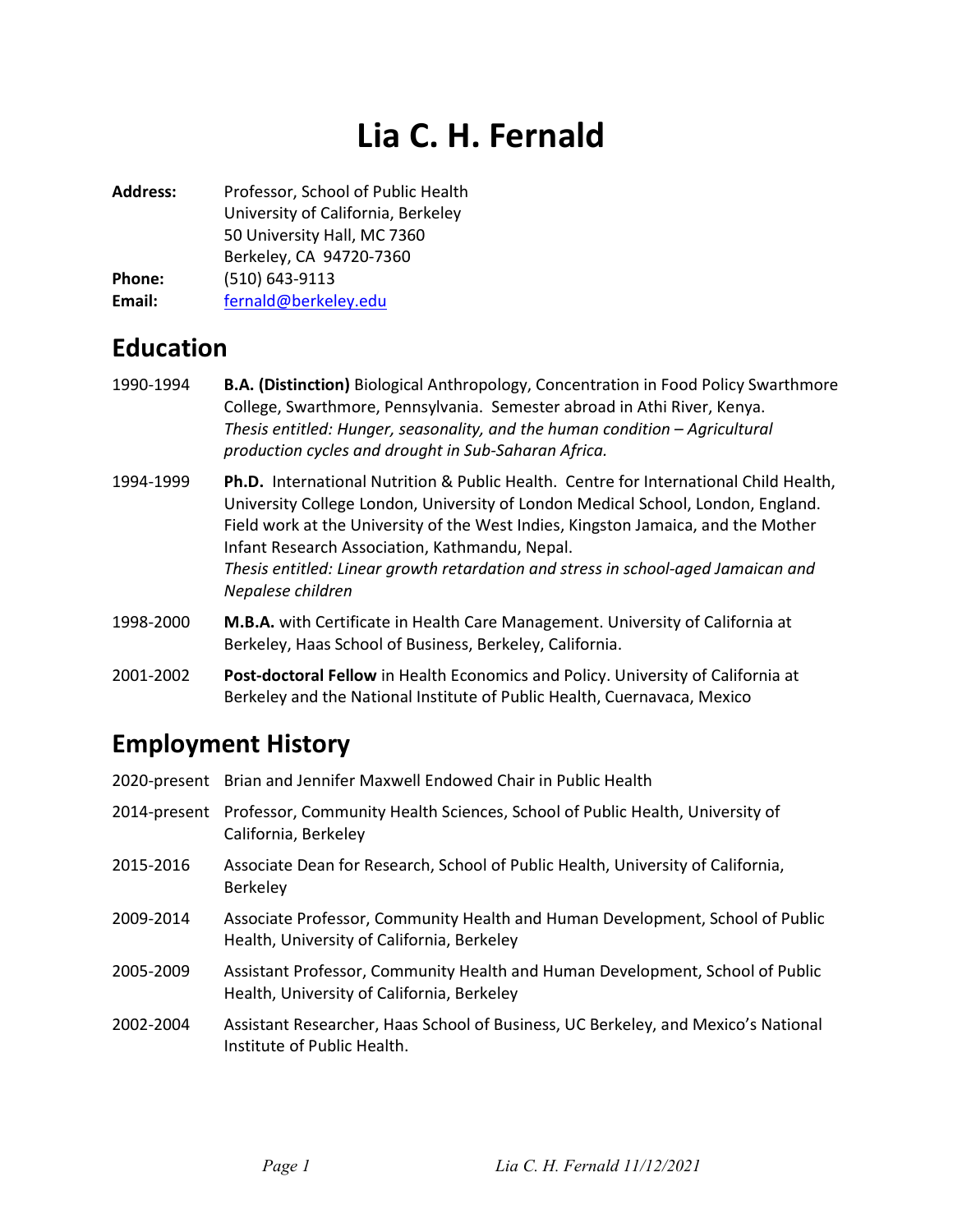# Lia C. H. Fernald

**Address:** Professor, School of Public Health
University of California, Berkeley
50 University Hall, MC 7360
Berkeley, CA 94720-7360

**Phone:** (510) 643-9113

**Email:** fernald@berkeley.edu

## Education

1990-1994 **B.A. (Distinction)** Biological Anthropology, Concentration in Food Policy Swarthmore College, Swarthmore, Pennsylvania. Semester abroad in Athi River, Kenya.
*Thesis entitled: Hunger, seasonality, and the human condition – Agricultural production cycles and drought in Sub-Saharan Africa.*

1994-1999 **Ph.D.** International Nutrition & Public Health. Centre for International Child Health, University College London, University of London Medical School, London, England. Field work at the University of the West Indies, Kingston Jamaica, and the Mother Infant Research Association, Kathmandu, Nepal.
*Thesis entitled: Linear growth retardation and stress in school-aged Jamaican and Nepalese children*

1998-2000 **M.B.A.** with Certificate in Health Care Management. University of California at Berkeley, Haas School of Business, Berkeley, California.

2001-2002 **Post-doctoral Fellow** in Health Economics and Policy. University of California at Berkeley and the National Institute of Public Health, Cuernavaca, Mexico

## Employment History

2020-present Brian and Jennifer Maxwell Endowed Chair in Public Health

2014-present Professor, Community Health Sciences, School of Public Health, University of California, Berkeley

2015-2016 Associate Dean for Research, School of Public Health, University of California, Berkeley

2009-2014 Associate Professor, Community Health and Human Development, School of Public Health, University of California, Berkeley

2005-2009 Assistant Professor, Community Health and Human Development, School of Public Health, University of California, Berkeley

2002-2004 Assistant Researcher, Haas School of Business, UC Berkeley, and Mexico's National Institute of Public Health.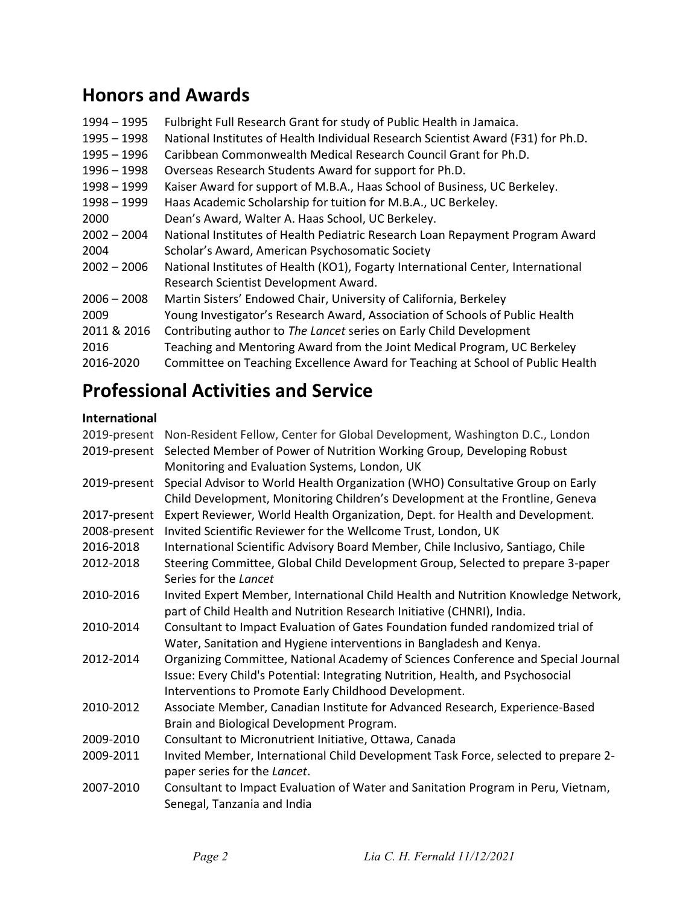## Honors and Awards

| | |
|---|---|
| 1994 – 1995 | Fulbright Full Research Grant for study of Public Health in Jamaica. |
| 1995 – 1998 | National Institutes of Health Individual Research Scientist Award (F31) for Ph.D. |
| 1995 – 1996 | Caribbean Commonwealth Medical Research Council Grant for Ph.D. |
| 1996 – 1998 | Overseas Research Students Award for support for Ph.D. |
| 1998 – 1999 | Kaiser Award for support of M.B.A., Haas School of Business, UC Berkeley. |
| 1998 – 1999 | Haas Academic Scholarship for tuition for M.B.A., UC Berkeley. |
| 2000 | Dean's Award, Walter A. Haas School, UC Berkeley. |
| 2002 – 2004 | National Institutes of Health Pediatric Research Loan Repayment Program Award |
| 2004 | Scholar's Award, American Psychosomatic Society |
| 2002 – 2006 | National Institutes of Health (KO1), Fogarty International Center, International Research Scientist Development Award. |
| 2006 – 2008 | Martin Sisters' Endowed Chair, University of California, Berkeley |
| 2009 | Young Investigator's Research Award, Association of Schools of Public Health |
| 2011 & 2016 | Contributing author to *The Lancet* series on Early Child Development |
| 2016 | Teaching and Mentoring Award from the Joint Medical Program, UC Berkeley |
| 2016-2020 | Committee on Teaching Excellence Award for Teaching at School of Public Health |

## Professional Activities and Service

**International**

| | |
|---|---|
| 2019-present | Non-Resident Fellow, Center for Global Development, Washington D.C., London |
| 2019-present | Selected Member of Power of Nutrition Working Group, Developing Robust Monitoring and Evaluation Systems, London, UK |
| 2019-present | Special Advisor to World Health Organization (WHO) Consultative Group on Early Child Development, Monitoring Children's Development at the Frontline, Geneva |
| 2017-present | Expert Reviewer, World Health Organization, Dept. for Health and Development. |
| 2008-present | Invited Scientific Reviewer for the Wellcome Trust, London, UK |
| 2016-2018 | International Scientific Advisory Board Member, Chile Inclusivo, Santiago, Chile |
| 2012-2018 | Steering Committee, Global Child Development Group, Selected to prepare 3-paper Series for the *Lancet* |
| 2010-2016 | Invited Expert Member, International Child Health and Nutrition Knowledge Network, part of Child Health and Nutrition Research Initiative (CHNRI), India. |
| 2010-2014 | Consultant to Impact Evaluation of Gates Foundation funded randomized trial of Water, Sanitation and Hygiene interventions in Bangladesh and Kenya. |
| 2012-2014 | Organizing Committee, National Academy of Sciences Conference and Special Journal Issue: Every Child's Potential: Integrating Nutrition, Health, and Psychosocial Interventions to Promote Early Childhood Development. |
| 2010-2012 | Associate Member, Canadian Institute for Advanced Research, Experience-Based Brain and Biological Development Program. |
| 2009-2010 | Consultant to Micronutrient Initiative, Ottawa, Canada |
| 2009-2011 | Invited Member, International Child Development Task Force, selected to prepare 2-paper series for the *Lancet*. |
| 2007-2010 | Consultant to Impact Evaluation of Water and Sanitation Program in Peru, Vietnam, Senegal, Tanzania and India |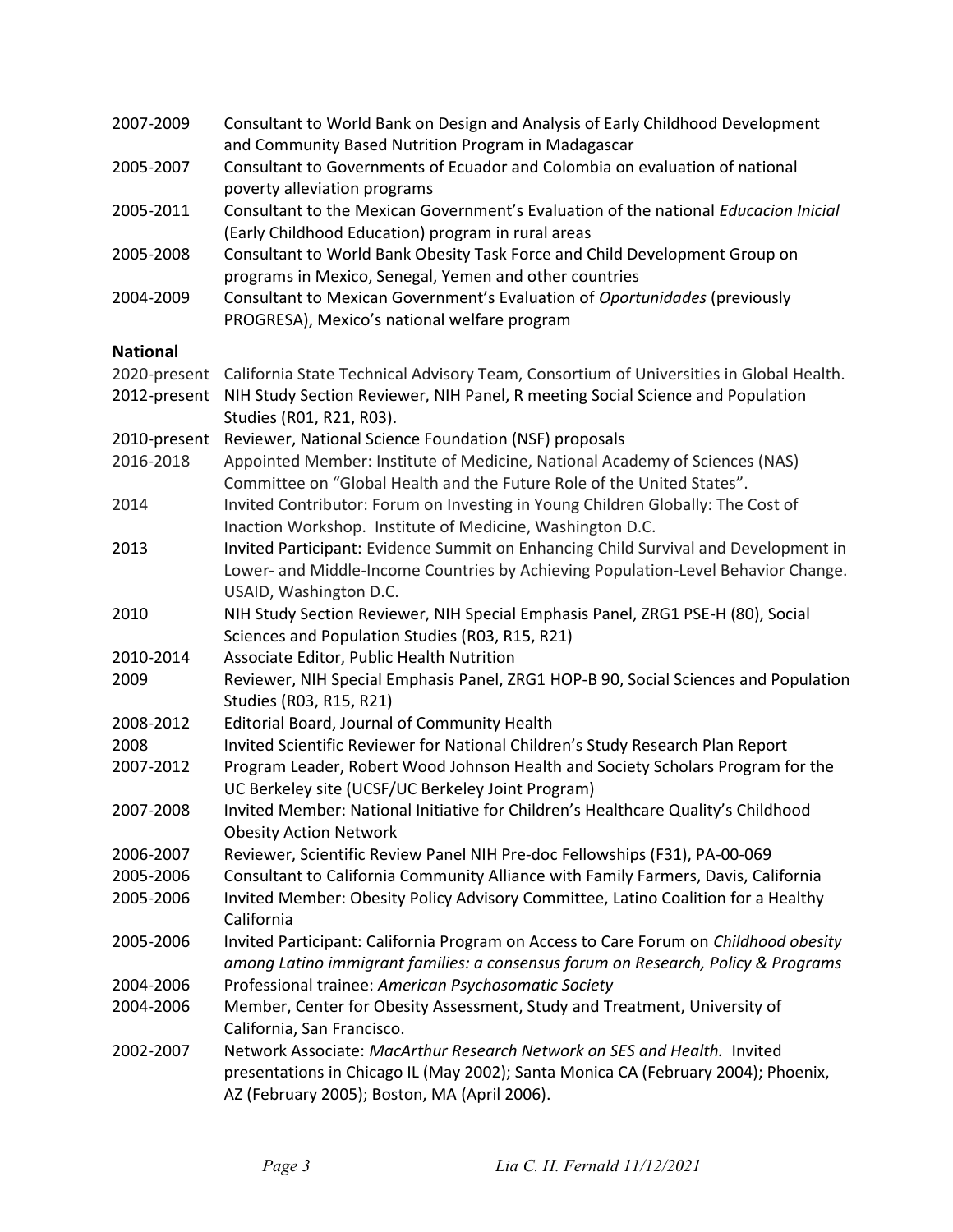2007-2009 Consultant to World Bank on Design and Analysis of Early Childhood Development and Community Based Nutrition Program in Madagascar

2005-2007 Consultant to Governments of Ecuador and Colombia on evaluation of national poverty alleviation programs

2005-2011 Consultant to the Mexican Government's Evaluation of the national *Educacion Inicial* (Early Childhood Education) program in rural areas

2005-2008 Consultant to World Bank Obesity Task Force and Child Development Group on programs in Mexico, Senegal, Yemen and other countries

2004-2009 Consultant to Mexican Government's Evaluation of *Oportunidades* (previously PROGRESA), Mexico's national welfare program

**National**

2020-present California State Technical Advisory Team, Consortium of Universities in Global Health.

2012-present NIH Study Section Reviewer, NIH Panel, R meeting Social Science and Population Studies (R01, R21, R03).

2010-present Reviewer, National Science Foundation (NSF) proposals

2016-2018 Appointed Member: Institute of Medicine, National Academy of Sciences (NAS) Committee on "Global Health and the Future Role of the United States".

2014 Invited Contributor: Forum on Investing in Young Children Globally: The Cost of Inaction Workshop. Institute of Medicine, Washington D.C.

2013 Invited Participant: Evidence Summit on Enhancing Child Survival and Development in Lower- and Middle-Income Countries by Achieving Population-Level Behavior Change. USAID, Washington D.C.

2010 NIH Study Section Reviewer, NIH Special Emphasis Panel, ZRG1 PSE-H (80), Social Sciences and Population Studies (R03, R15, R21)

2010-2014 Associate Editor, Public Health Nutrition

2009 Reviewer, NIH Special Emphasis Panel, ZRG1 HOP-B 90, Social Sciences and Population Studies (R03, R15, R21)

2008-2012 Editorial Board, Journal of Community Health

2008 Invited Scientific Reviewer for National Children's Study Research Plan Report

2007-2012 Program Leader, Robert Wood Johnson Health and Society Scholars Program for the UC Berkeley site (UCSF/UC Berkeley Joint Program)

2007-2008 Invited Member: National Initiative for Children's Healthcare Quality's Childhood Obesity Action Network

2006-2007 Reviewer, Scientific Review Panel NIH Pre-doc Fellowships (F31), PA-00-069

2005-2006 Consultant to California Community Alliance with Family Farmers, Davis, California

2005-2006 Invited Member: Obesity Policy Advisory Committee, Latino Coalition for a Healthy California

2005-2006 Invited Participant: California Program on Access to Care Forum on *Childhood obesity among Latino immigrant families: a consensus forum on Research, Policy & Programs*

2004-2006 Professional trainee: *American Psychosomatic Society*

2004-2006 Member, Center for Obesity Assessment, Study and Treatment, University of California, San Francisco.

2002-2007 Network Associate: *MacArthur Research Network on SES and Health.* Invited presentations in Chicago IL (May 2002); Santa Monica CA (February 2004); Phoenix, AZ (February 2005); Boston, MA (April 2006).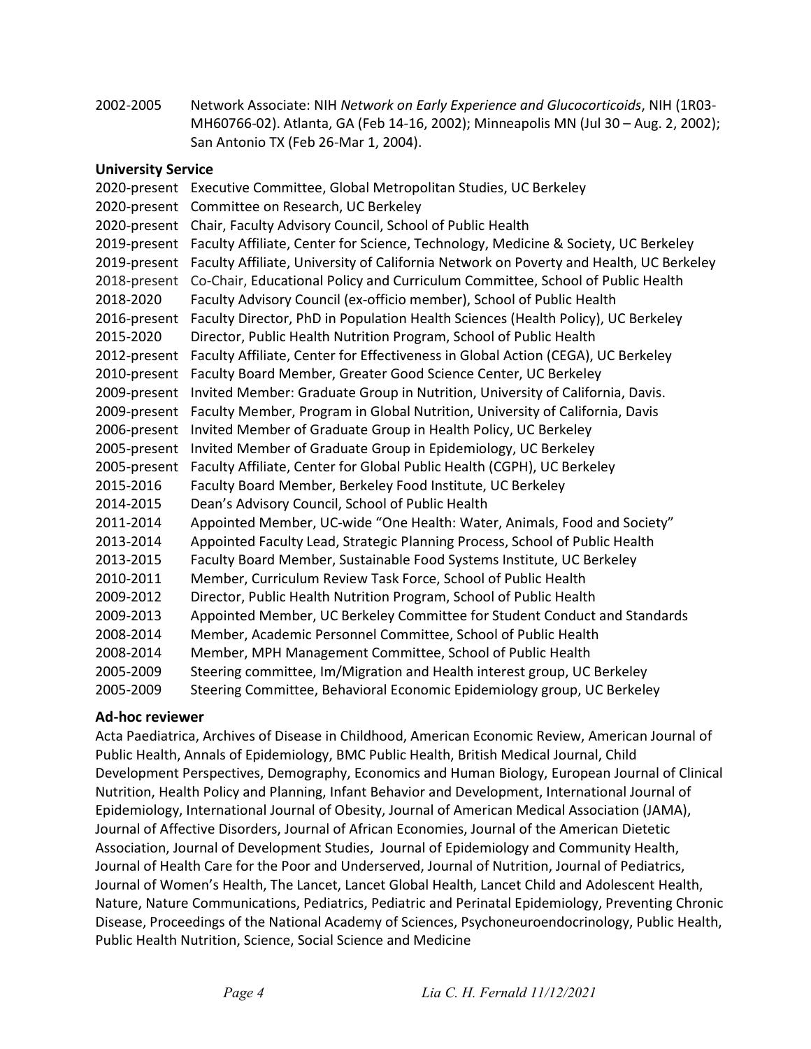2002-2005 Network Associate: NIH *Network on Early Experience and Glucocorticoids*, NIH (1R03-MH60766-02). Atlanta, GA (Feb 14-16, 2002); Minneapolis MN (Jul 30 – Aug. 2, 2002); San Antonio TX (Feb 26-Mar 1, 2004).

**University Service**

2020-present Executive Committee, Global Metropolitan Studies, UC Berkeley
2020-present Committee on Research, UC Berkeley
2020-present Chair, Faculty Advisory Council, School of Public Health
2019-present Faculty Affiliate, Center for Science, Technology, Medicine & Society, UC Berkeley
2019-present Faculty Affiliate, University of California Network on Poverty and Health, UC Berkeley
2018-present Co-Chair, Educational Policy and Curriculum Committee, School of Public Health
2018-2020 Faculty Advisory Council (ex-officio member), School of Public Health
2016-present Faculty Director, PhD in Population Health Sciences (Health Policy), UC Berkeley
2015-2020 Director, Public Health Nutrition Program, School of Public Health
2012-present Faculty Affiliate, Center for Effectiveness in Global Action (CEGA), UC Berkeley
2010-present Faculty Board Member, Greater Good Science Center, UC Berkeley
2009-present Invited Member: Graduate Group in Nutrition, University of California, Davis.
2009-present Faculty Member, Program in Global Nutrition, University of California, Davis
2006-present Invited Member of Graduate Group in Health Policy, UC Berkeley
2005-present Invited Member of Graduate Group in Epidemiology, UC Berkeley
2005-present Faculty Affiliate, Center for Global Public Health (CGPH), UC Berkeley
2015-2016 Faculty Board Member, Berkeley Food Institute, UC Berkeley
2014-2015 Dean's Advisory Council, School of Public Health
2011-2014 Appointed Member, UC-wide "One Health: Water, Animals, Food and Society"
2013-2014 Appointed Faculty Lead, Strategic Planning Process, School of Public Health
2013-2015 Faculty Board Member, Sustainable Food Systems Institute, UC Berkeley
2010-2011 Member, Curriculum Review Task Force, School of Public Health
2009-2012 Director, Public Health Nutrition Program, School of Public Health
2009-2013 Appointed Member, UC Berkeley Committee for Student Conduct and Standards
2008-2014 Member, Academic Personnel Committee, School of Public Health
2008-2014 Member, MPH Management Committee, School of Public Health
2005-2009 Steering committee, Im/Migration and Health interest group, UC Berkeley
2005-2009 Steering Committee, Behavioral Economic Epidemiology group, UC Berkeley

**Ad-hoc reviewer**

Acta Paediatrica, Archives of Disease in Childhood, American Economic Review, American Journal of Public Health, Annals of Epidemiology, BMC Public Health, British Medical Journal, Child Development Perspectives, Demography, Economics and Human Biology, European Journal of Clinical Nutrition, Health Policy and Planning, Infant Behavior and Development, International Journal of Epidemiology, International Journal of Obesity, Journal of American Medical Association (JAMA), Journal of Affective Disorders, Journal of African Economies, Journal of the American Dietetic Association, Journal of Development Studies, Journal of Epidemiology and Community Health, Journal of Health Care for the Poor and Underserved, Journal of Nutrition, Journal of Pediatrics, Journal of Women's Health, The Lancet, Lancet Global Health, Lancet Child and Adolescent Health, Nature, Nature Communications, Pediatrics, Pediatric and Perinatal Epidemiology, Preventing Chronic Disease, Proceedings of the National Academy of Sciences, Psychoneuroendocrinology, Public Health, Public Health Nutrition, Science, Social Science and Medicine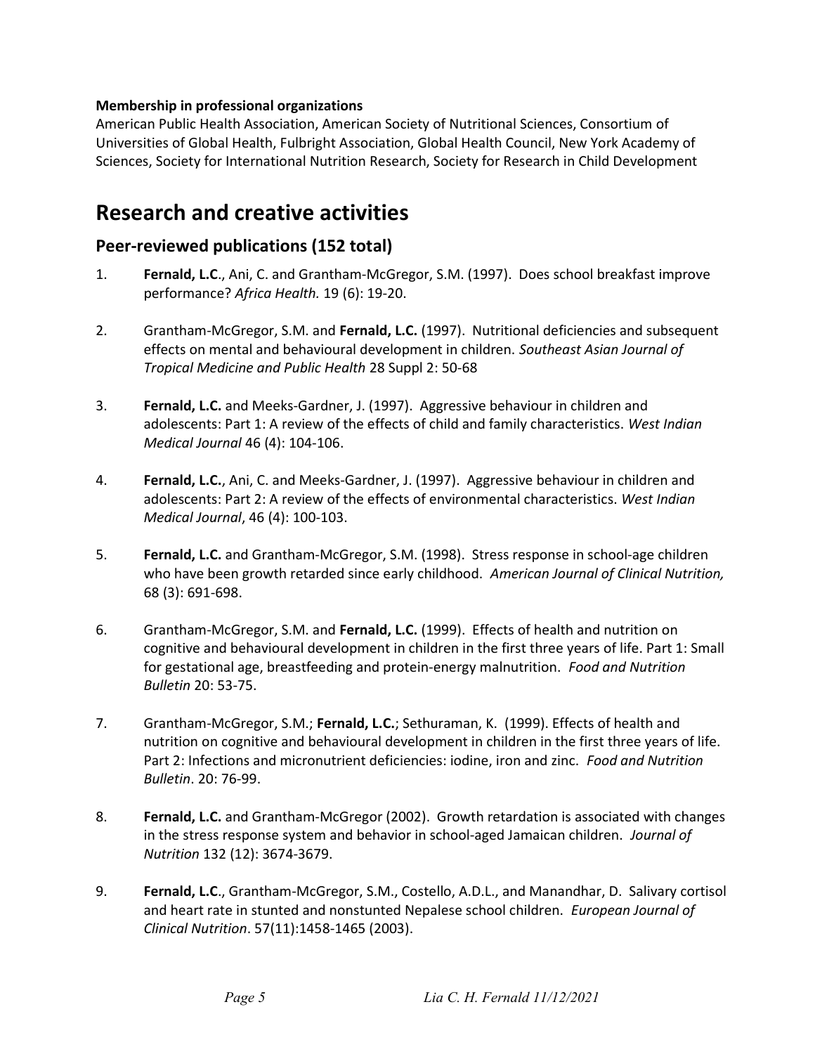**Membership in professional organizations**

American Public Health Association, American Society of Nutritional Sciences, Consortium of Universities of Global Health, Fulbright Association, Global Health Council, New York Academy of Sciences, Society for International Nutrition Research, Society for Research in Child Development

# Research and creative activities

## Peer-reviewed publications (152 total)

1. **Fernald, L.C**., Ani, C. and Grantham-McGregor, S.M. (1997). Does school breakfast improve performance? *Africa Health.* 19 (6): 19-20.

2. Grantham-McGregor, S.M. and **Fernald, L.C.** (1997). Nutritional deficiencies and subsequent effects on mental and behavioural development in children. *Southeast Asian Journal of Tropical Medicine and Public Health* 28 Suppl 2: 50-68

3. **Fernald, L.C.** and Meeks-Gardner, J. (1997). Aggressive behaviour in children and adolescents: Part 1: A review of the effects of child and family characteristics. *West Indian Medical Journal* 46 (4): 104-106.

4. **Fernald, L.C.**, Ani, C. and Meeks-Gardner, J. (1997). Aggressive behaviour in children and adolescents: Part 2: A review of the effects of environmental characteristics. *West Indian Medical Journal*, 46 (4): 100-103.

5. **Fernald, L.C.** and Grantham-McGregor, S.M. (1998). Stress response in school-age children who have been growth retarded since early childhood. *American Journal of Clinical Nutrition,* 68 (3): 691-698.

6. Grantham-McGregor, S.M. and **Fernald, L.C.** (1999). Effects of health and nutrition on cognitive and behavioural development in children in the first three years of life. Part 1: Small for gestational age, breastfeeding and protein-energy malnutrition. *Food and Nutrition Bulletin* 20: 53-75.

7. Grantham-McGregor, S.M.; **Fernald, L.C.**; Sethuraman, K. (1999). Effects of health and nutrition on cognitive and behavioural development in children in the first three years of life. Part 2: Infections and micronutrient deficiencies: iodine, iron and zinc. *Food and Nutrition Bulletin*. 20: 76-99.

8. **Fernald, L.C.** and Grantham-McGregor (2002). Growth retardation is associated with changes in the stress response system and behavior in school-aged Jamaican children. *Journal of Nutrition* 132 (12): 3674-3679.

9. **Fernald, L.C**., Grantham-McGregor, S.M., Costello, A.D.L., and Manandhar, D. Salivary cortisol and heart rate in stunted and nonstunted Nepalese school children. *European Journal of Clinical Nutrition*. 57(11):1458-1465 (2003).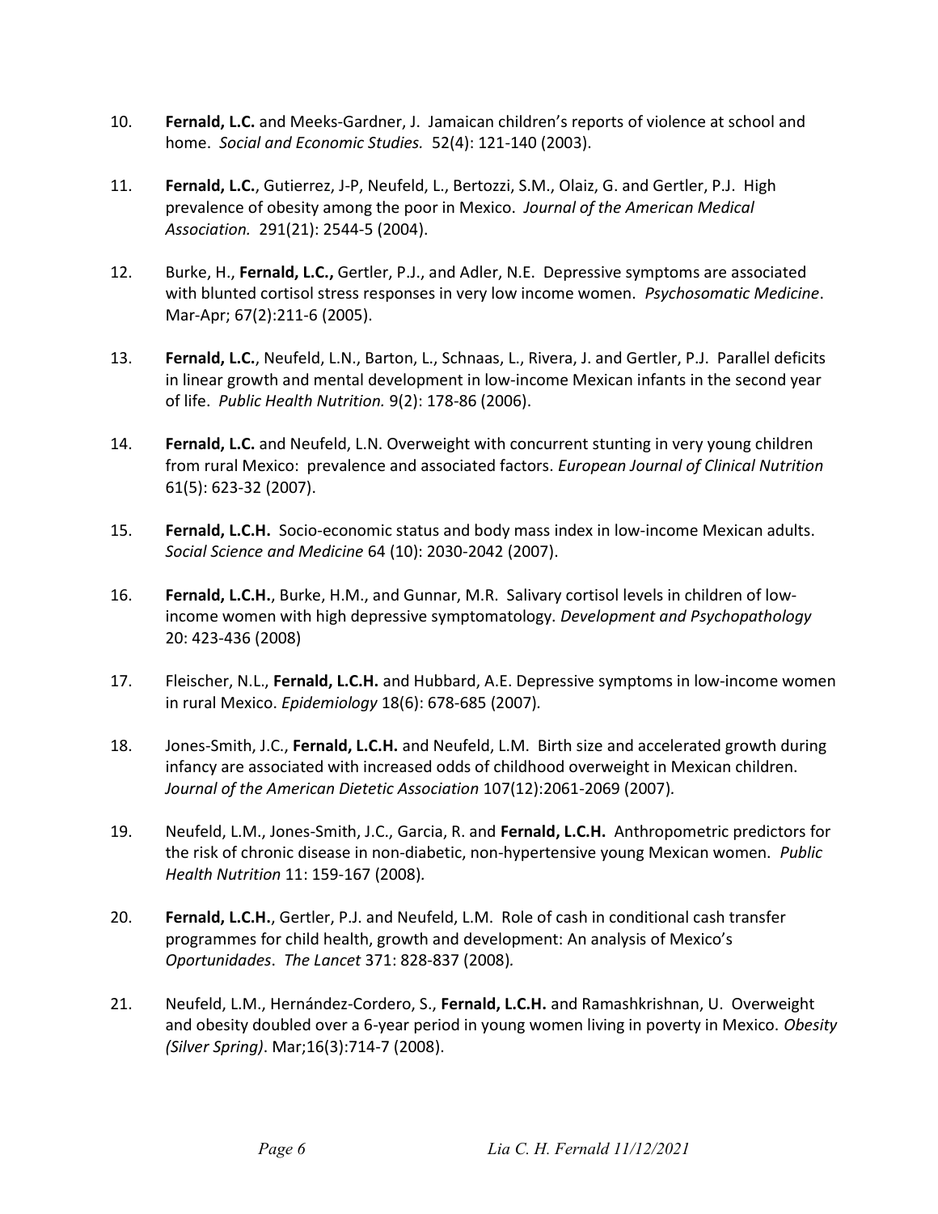10. **Fernald, L.C.** and Meeks-Gardner, J. Jamaican children's reports of violence at school and home. *Social and Economic Studies.* 52(4): 121-140 (2003).

11. **Fernald, L.C.**, Gutierrez, J-P, Neufeld, L., Bertozzi, S.M., Olaiz, G. and Gertler, P.J. High prevalence of obesity among the poor in Mexico. *Journal of the American Medical Association.* 291(21): 2544-5 (2004).

12. Burke, H., **Fernald, L.C.,** Gertler, P.J., and Adler, N.E. Depressive symptoms are associated with blunted cortisol stress responses in very low income women. *Psychosomatic Medicine*. Mar-Apr; 67(2):211-6 (2005).

13. **Fernald, L.C.**, Neufeld, L.N., Barton, L., Schnaas, L., Rivera, J. and Gertler, P.J. Parallel deficits in linear growth and mental development in low-income Mexican infants in the second year of life. *Public Health Nutrition.* 9(2): 178-86 (2006).

14. **Fernald, L.C.** and Neufeld, L.N. Overweight with concurrent stunting in very young children from rural Mexico: prevalence and associated factors. *European Journal of Clinical Nutrition* 61(5): 623-32 (2007).

15. **Fernald, L.C.H.** Socio-economic status and body mass index in low-income Mexican adults. *Social Science and Medicine* 64 (10): 2030-2042 (2007).

16. **Fernald, L.C.H.**, Burke, H.M., and Gunnar, M.R. Salivary cortisol levels in children of low-income women with high depressive symptomatology. *Development and Psychopathology* 20: 423-436 (2008)

17. Fleischer, N.L., **Fernald, L.C.H.** and Hubbard, A.E. Depressive symptoms in low-income women in rural Mexico. *Epidemiology* 18(6): 678-685 (2007).

18. Jones-Smith, J.C., **Fernald, L.C.H.** and Neufeld, L.M. Birth size and accelerated growth during infancy are associated with increased odds of childhood overweight in Mexican children. *Journal of the American Dietetic Association* 107(12):2061-2069 (2007).

19. Neufeld, L.M., Jones-Smith, J.C., Garcia, R. and **Fernald, L.C.H.** Anthropometric predictors for the risk of chronic disease in non-diabetic, non-hypertensive young Mexican women. *Public Health Nutrition* 11: 159-167 (2008).

20. **Fernald, L.C.H.**, Gertler, P.J. and Neufeld, L.M. Role of cash in conditional cash transfer programmes for child health, growth and development: An analysis of Mexico's *Oportunidades*. *The Lancet* 371: 828-837 (2008).

21. Neufeld, L.M., Hernández-Cordero, S., **Fernald, L.C.H.** and Ramashkrishnan, U. Overweight and obesity doubled over a 6-year period in young women living in poverty in Mexico. *Obesity (Silver Spring)*. Mar;16(3):714-7 (2008).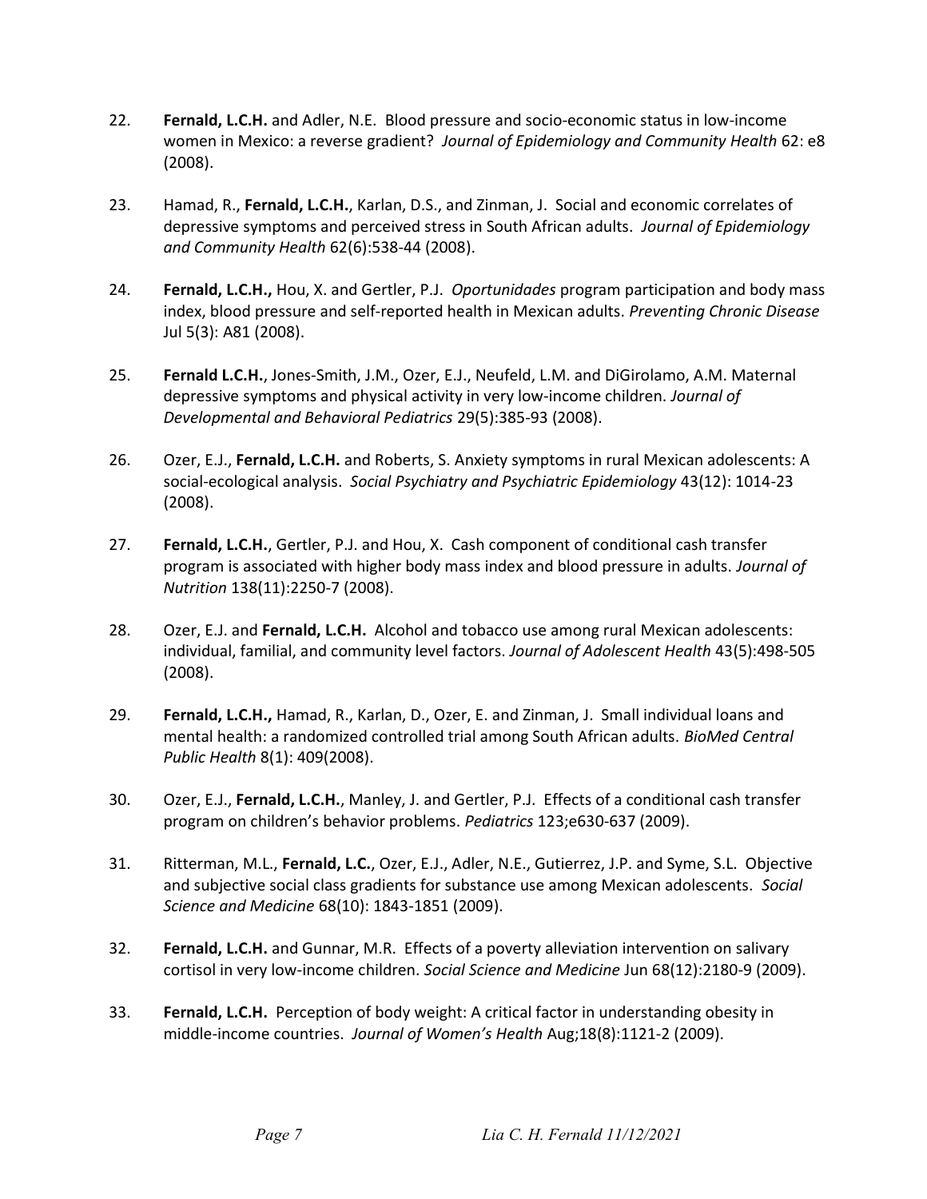22. **Fernald, L.C.H.** and Adler, N.E. Blood pressure and socio-economic status in low-income women in Mexico: a reverse gradient? *Journal of Epidemiology and Community Health* 62: e8 (2008).

23. Hamad, R., **Fernald, L.C.H.**, Karlan, D.S., and Zinman, J. Social and economic correlates of depressive symptoms and perceived stress in South African adults. *Journal of Epidemiology and Community Health* 62(6):538-44 (2008).

24. **Fernald, L.C.H.,** Hou, X. and Gertler, P.J. *Oportunidades* program participation and body mass index, blood pressure and self-reported health in Mexican adults. *Preventing Chronic Disease* Jul 5(3): A81 (2008).

25. **Fernald L.C.H.**, Jones-Smith, J.M., Ozer, E.J., Neufeld, L.M. and DiGirolamo, A.M. Maternal depressive symptoms and physical activity in very low-income children. *Journal of Developmental and Behavioral Pediatrics* 29(5):385-93 (2008).

26. Ozer, E.J., **Fernald, L.C.H.** and Roberts, S. Anxiety symptoms in rural Mexican adolescents: A social-ecological analysis. *Social Psychiatry and Psychiatric Epidemiology* 43(12): 1014-23 (2008).

27. **Fernald, L.C.H.**, Gertler, P.J. and Hou, X. Cash component of conditional cash transfer program is associated with higher body mass index and blood pressure in adults. *Journal of Nutrition* 138(11):2250-7 (2008).

28. Ozer, E.J. and **Fernald, L.C.H.** Alcohol and tobacco use among rural Mexican adolescents: individual, familial, and community level factors. *Journal of Adolescent Health* 43(5):498-505 (2008).

29. **Fernald, L.C.H.,** Hamad, R., Karlan, D., Ozer, E. and Zinman, J. Small individual loans and mental health: a randomized controlled trial among South African adults. *BioMed Central Public Health* 8(1): 409(2008).

30. Ozer, E.J., **Fernald, L.C.H.**, Manley, J. and Gertler, P.J. Effects of a conditional cash transfer program on children's behavior problems. *Pediatrics* 123;e630-637 (2009).

31. Ritterman, M.L., **Fernald, L.C.**, Ozer, E.J., Adler, N.E., Gutierrez, J.P. and Syme, S.L. Objective and subjective social class gradients for substance use among Mexican adolescents. *Social Science and Medicine* 68(10): 1843-1851 (2009).

32. **Fernald, L.C.H.** and Gunnar, M.R. Effects of a poverty alleviation intervention on salivary cortisol in very low-income children. *Social Science and Medicine* Jun 68(12):2180-9 (2009).

33. **Fernald, L.C.H.** Perception of body weight: A critical factor in understanding obesity in middle-income countries. *Journal of Women's Health* Aug;18(8):1121-2 (2009).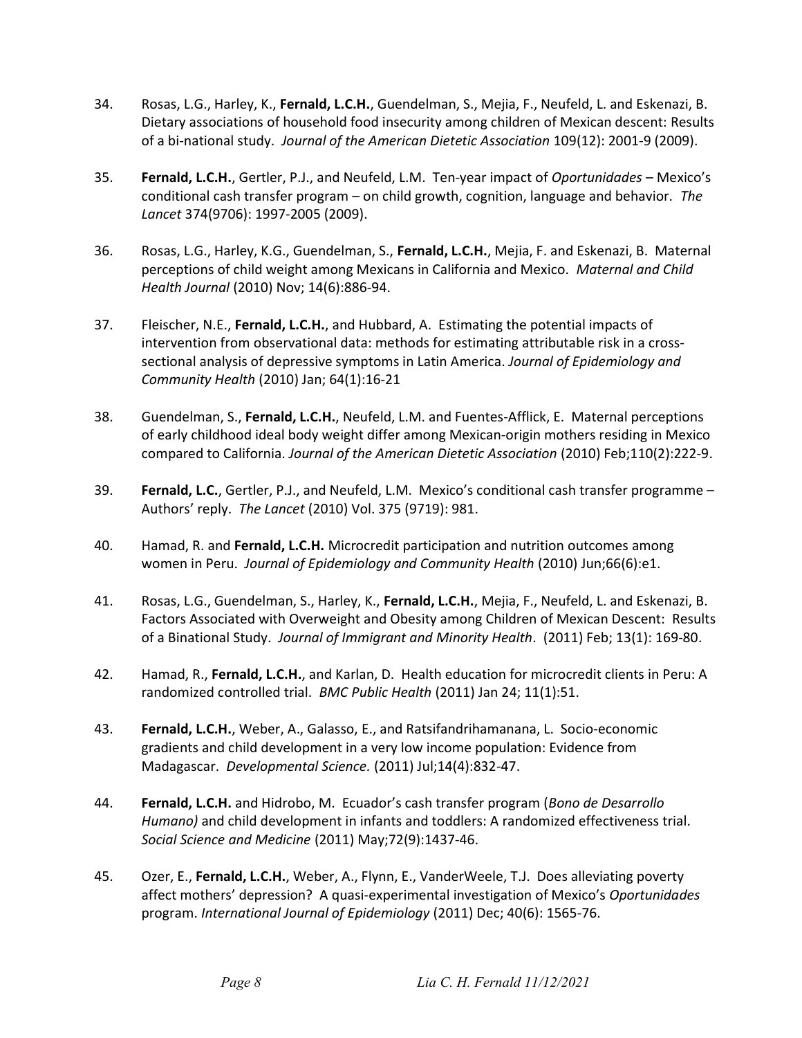34. Rosas, L.G., Harley, K., **Fernald, L.C.H.**, Guendelman, S., Mejia, F., Neufeld, L. and Eskenazi, B. Dietary associations of household food insecurity among children of Mexican descent: Results of a bi-national study. *Journal of the American Dietetic Association* 109(12): 2001-9 (2009).

35. **Fernald, L.C.H.**, Gertler, P.J., and Neufeld, L.M. Ten-year impact of *Oportunidades* – Mexico's conditional cash transfer program – on child growth, cognition, language and behavior. *The Lancet* 374(9706): 1997-2005 (2009).

36. Rosas, L.G., Harley, K.G., Guendelman, S., **Fernald, L.C.H.**, Mejia, F. and Eskenazi, B. Maternal perceptions of child weight among Mexicans in California and Mexico. *Maternal and Child Health Journal* (2010) Nov; 14(6):886-94.

37. Fleischer, N.E., **Fernald, L.C.H.**, and Hubbard, A. Estimating the potential impacts of intervention from observational data: methods for estimating attributable risk in a cross-sectional analysis of depressive symptoms in Latin America. *Journal of Epidemiology and Community Health* (2010) Jan; 64(1):16-21

38. Guendelman, S., **Fernald, L.C.H.**, Neufeld, L.M. and Fuentes-Afflick, E. Maternal perceptions of early childhood ideal body weight differ among Mexican-origin mothers residing in Mexico compared to California. *Journal of the American Dietetic Association* (2010) Feb;110(2):222-9.

39. **Fernald, L.C.**, Gertler, P.J., and Neufeld, L.M. Mexico's conditional cash transfer programme – Authors' reply. *The Lancet* (2010) Vol. 375 (9719): 981.

40. Hamad, R. and **Fernald, L.C.H.** Microcredit participation and nutrition outcomes among women in Peru. *Journal of Epidemiology and Community Health* (2010) Jun;66(6):e1.

41. Rosas, L.G., Guendelman, S., Harley, K., **Fernald, L.C.H.**, Mejia, F., Neufeld, L. and Eskenazi, B. Factors Associated with Overweight and Obesity among Children of Mexican Descent: Results of a Binational Study. *Journal of Immigrant and Minority Health*. (2011) Feb; 13(1): 169-80.

42. Hamad, R., **Fernald, L.C.H.**, and Karlan, D. Health education for microcredit clients in Peru: A randomized controlled trial. *BMC Public Health* (2011) Jan 24; 11(1):51.

43. **Fernald, L.C.H.**, Weber, A., Galasso, E., and Ratsifandrihamanana, L. Socio-economic gradients and child development in a very low income population: Evidence from Madagascar. *Developmental Science.* (2011) Jul;14(4):832-47.

44. **Fernald, L.C.H.** and Hidrobo, M. Ecuador's cash transfer program (*Bono de Desarrollo Humano)* and child development in infants and toddlers: A randomized effectiveness trial. *Social Science and Medicine* (2011) May;72(9):1437-46.

45. Ozer, E., **Fernald, L.C.H.**, Weber, A., Flynn, E., VanderWeele, T.J. Does alleviating poverty affect mothers' depression? A quasi-experimental investigation of Mexico's *Oportunidades* program. *International Journal of Epidemiology* (2011) Dec; 40(6): 1565-76.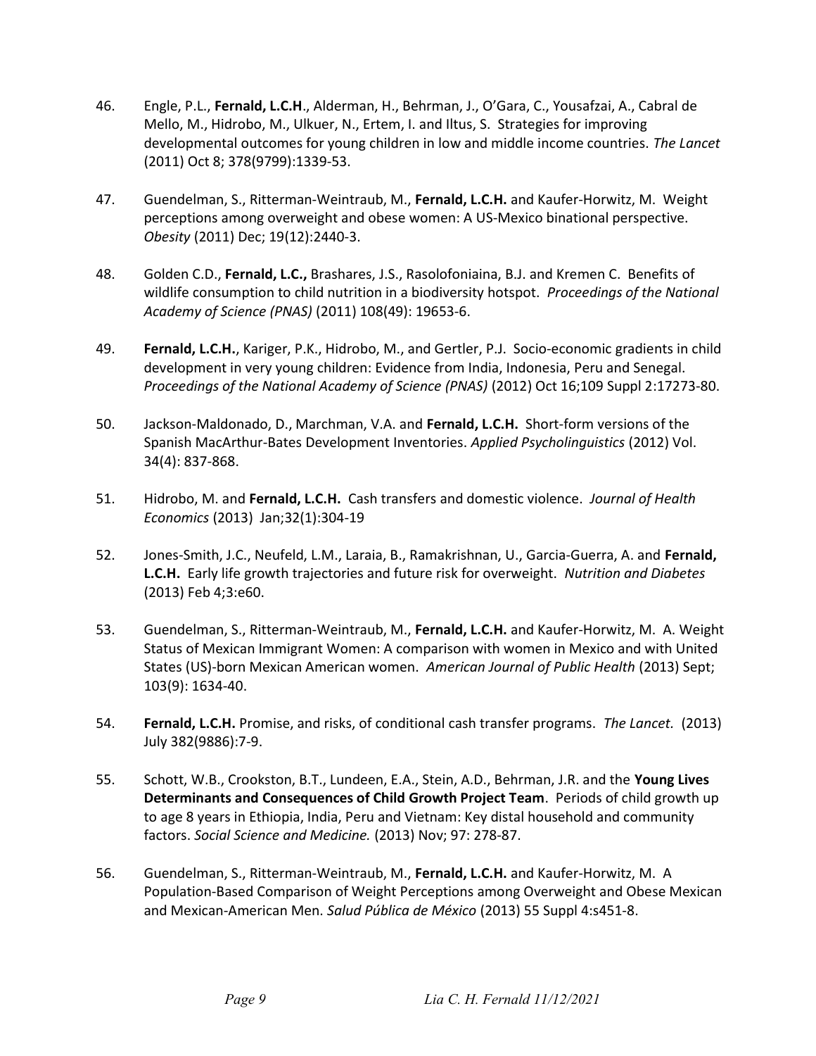46. Engle, P.L., **Fernald, L.C.H**., Alderman, H., Behrman, J., O'Gara, C., Yousafzai, A., Cabral de Mello, M., Hidrobo, M., Ulkuer, N., Ertem, I. and Iltus, S. Strategies for improving developmental outcomes for young children in low and middle income countries. *The Lancet* (2011) Oct 8; 378(9799):1339-53.

47. Guendelman, S., Ritterman-Weintraub, M., **Fernald, L.C.H.** and Kaufer-Horwitz, M. Weight perceptions among overweight and obese women: A US-Mexico binational perspective. *Obesity* (2011) Dec; 19(12):2440-3.

48. Golden C.D., **Fernald, L.C.,** Brashares, J.S., Rasolofoniaina, B.J. and Kremen C. Benefits of wildlife consumption to child nutrition in a biodiversity hotspot. *Proceedings of the National Academy of Science (PNAS)* (2011) 108(49): 19653-6.

49. **Fernald, L.C.H.**, Kariger, P.K., Hidrobo, M., and Gertler, P.J. Socio-economic gradients in child development in very young children: Evidence from India, Indonesia, Peru and Senegal. *Proceedings of the National Academy of Science (PNAS)* (2012) Oct 16;109 Suppl 2:17273-80.

50. Jackson-Maldonado, D., Marchman, V.A. and **Fernald, L.C.H.** Short-form versions of the Spanish MacArthur-Bates Development Inventories. *Applied Psycholinguistics* (2012) Vol. 34(4): 837-868.

51. Hidrobo, M. and **Fernald, L.C.H.** Cash transfers and domestic violence. *Journal of Health Economics* (2013) Jan;32(1):304-19

52. Jones-Smith, J.C., Neufeld, L.M., Laraia, B., Ramakrishnan, U., Garcia-Guerra, A. and **Fernald, L.C.H.** Early life growth trajectories and future risk for overweight. *Nutrition and Diabetes* (2013) Feb 4;3:e60.

53. Guendelman, S., Ritterman-Weintraub, M., **Fernald, L.C.H.** and Kaufer-Horwitz, M. A. Weight Status of Mexican Immigrant Women: A comparison with women in Mexico and with United States (US)-born Mexican American women. *American Journal of Public Health* (2013) Sept; 103(9): 1634-40.

54. **Fernald, L.C.H.** Promise, and risks, of conditional cash transfer programs. *The Lancet.* (2013) July 382(9886):7-9.

55. Schott, W.B., Crookston, B.T., Lundeen, E.A., Stein, A.D., Behrman, J.R. and the **Young Lives Determinants and Consequences of Child Growth Project Team**. Periods of child growth up to age 8 years in Ethiopia, India, Peru and Vietnam: Key distal household and community factors. *Social Science and Medicine.* (2013) Nov; 97: 278-87.

56. Guendelman, S., Ritterman-Weintraub, M., **Fernald, L.C.H.** and Kaufer-Horwitz, M. A Population-Based Comparison of Weight Perceptions among Overweight and Obese Mexican and Mexican-American Men. *Salud Pública de México* (2013) 55 Suppl 4:s451-8.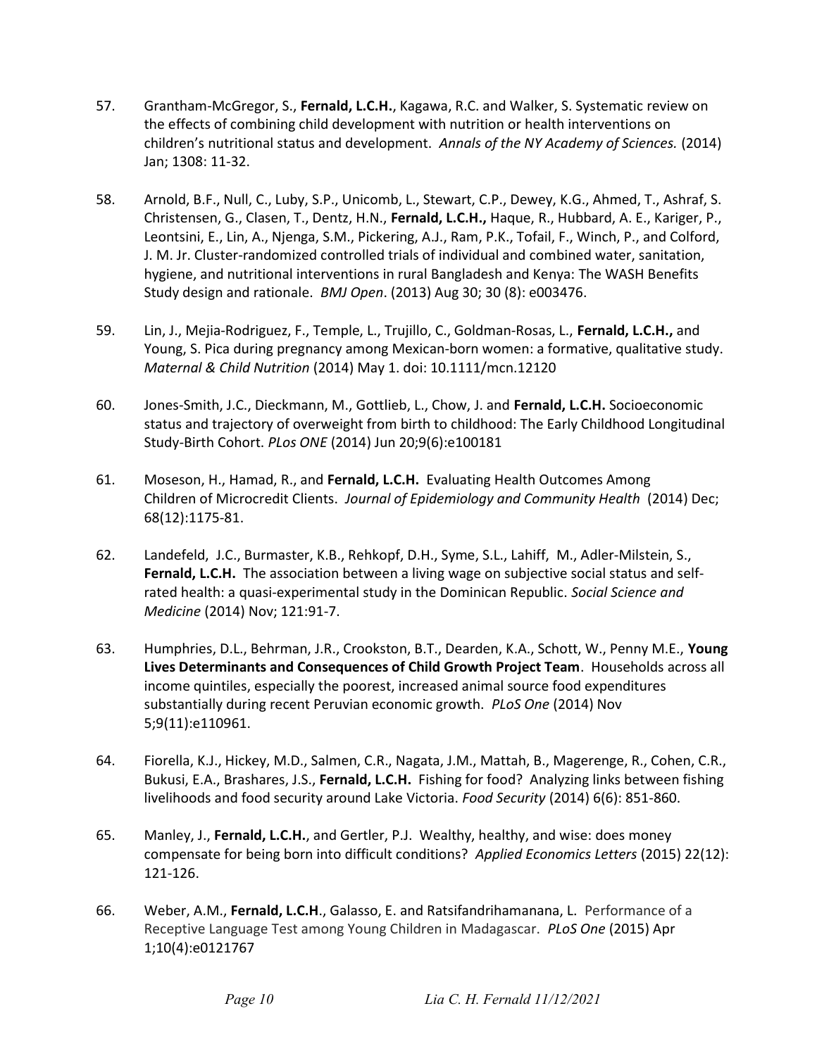57. Grantham-McGregor, S., **Fernald, L.C.H.**, Kagawa, R.C. and Walker, S. Systematic review on the effects of combining child development with nutrition or health interventions on children's nutritional status and development. *Annals of the NY Academy of Sciences.* (2014) Jan; 1308: 11-32.

58. Arnold, B.F., Null, C., Luby, S.P., Unicomb, L., Stewart, C.P., Dewey, K.G., Ahmed, T., Ashraf, S. Christensen, G., Clasen, T., Dentz, H.N., **Fernald, L.C.H.,** Haque, R., Hubbard, A. E., Kariger, P., Leontsini, E., Lin, A., Njenga, S.M., Pickering, A.J., Ram, P.K., Tofail, F., Winch, P., and Colford, J. M. Jr. Cluster-randomized controlled trials of individual and combined water, sanitation, hygiene, and nutritional interventions in rural Bangladesh and Kenya: The WASH Benefits Study design and rationale. *BMJ Open*. (2013) Aug 30; 30 (8): e003476.

59. Lin, J., Mejia-Rodriguez, F., Temple, L., Trujillo, C., Goldman-Rosas, L., **Fernald, L.C.H.,** and Young, S. Pica during pregnancy among Mexican-born women: a formative, qualitative study. *Maternal & Child Nutrition* (2014) May 1. doi: 10.1111/mcn.12120

60. Jones-Smith, J.C., Dieckmann, M., Gottlieb, L., Chow, J. and **Fernald, L.C.H.** Socioeconomic status and trajectory of overweight from birth to childhood: The Early Childhood Longitudinal Study-Birth Cohort. *PLos ONE* (2014) Jun 20;9(6):e100181

61. Moseson, H., Hamad, R., and **Fernald, L.C.H.** Evaluating Health Outcomes Among Children of Microcredit Clients. *Journal of Epidemiology and Community Health* (2014) Dec; 68(12):1175-81.

62. Landefeld, J.C., Burmaster, K.B., Rehkopf, D.H., Syme, S.L., Lahiff, M., Adler-Milstein, S., **Fernald, L.C.H.** The association between a living wage on subjective social status and self-rated health: a quasi-experimental study in the Dominican Republic. *Social Science and Medicine* (2014) Nov; 121:91-7.

63. Humphries, D.L., Behrman, J.R., Crookston, B.T., Dearden, K.A., Schott, W., Penny M.E., **Young Lives Determinants and Consequences of Child Growth Project Team**. Households across all income quintiles, especially the poorest, increased animal source food expenditures substantially during recent Peruvian economic growth. *PLoS One* (2014) Nov 5;9(11):e110961.

64. Fiorella, K.J., Hickey, M.D., Salmen, C.R., Nagata, J.M., Mattah, B., Magerenge, R., Cohen, C.R., Bukusi, E.A., Brashares, J.S., **Fernald, L.C.H.** Fishing for food? Analyzing links between fishing livelihoods and food security around Lake Victoria. *Food Security* (2014) 6(6): 851-860.

65. Manley, J., **Fernald, L.C.H.**, and Gertler, P.J. Wealthy, healthy, and wise: does money compensate for being born into difficult conditions? *Applied Economics Letters* (2015) 22(12): 121-126.

66. Weber, A.M., **Fernald, L.C.H**., Galasso, E. and Ratsifandrihamanana, L. Performance of a Receptive Language Test among Young Children in Madagascar. *PLoS One* (2015) Apr 1;10(4):e0121767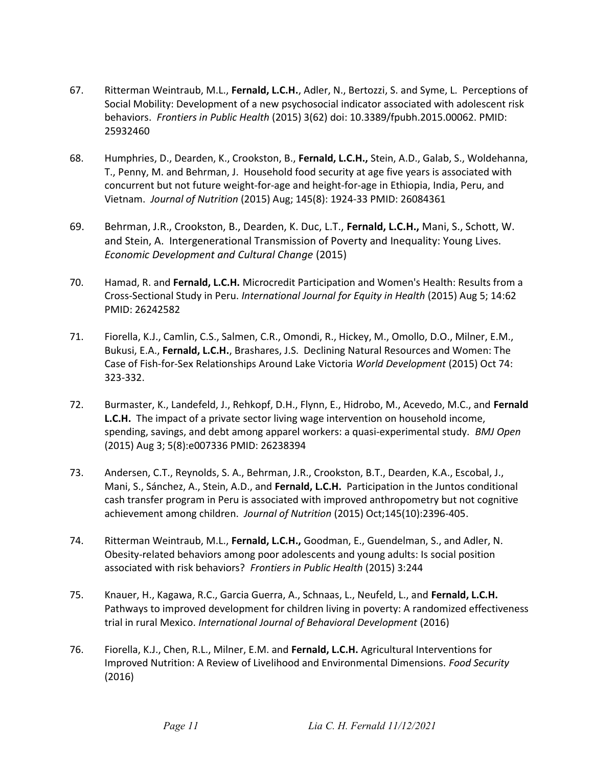67. Ritterman Weintraub, M.L., **Fernald, L.C.H.**, Adler, N., Bertozzi, S. and Syme, L. Perceptions of Social Mobility: Development of a new psychosocial indicator associated with adolescent risk behaviors. *Frontiers in Public Health* (2015) 3(62) doi: 10.3389/fpubh.2015.00062. PMID: 25932460

68. Humphries, D., Dearden, K., Crookston, B., **Fernald, L.C.H.,** Stein, A.D., Galab, S., Woldehanna, T., Penny, M. and Behrman, J. Household food security at age five years is associated with concurrent but not future weight-for-age and height-for-age in Ethiopia, India, Peru, and Vietnam. *Journal of Nutrition* (2015) Aug; 145(8): 1924-33 PMID: 26084361

69. Behrman, J.R., Crookston, B., Dearden, K. Duc, L.T., **Fernald, L.C.H.,** Mani, S., Schott, W. and Stein, A. Intergenerational Transmission of Poverty and Inequality: Young Lives. *Economic Development and Cultural Change* (2015)

70. Hamad, R. and **Fernald, L.C.H.** Microcredit Participation and Women's Health: Results from a Cross-Sectional Study in Peru. *International Journal for Equity in Health* (2015) Aug 5; 14:62 PMID: 26242582

71. Fiorella, K.J., Camlin, C.S., Salmen, C.R., Omondi, R., Hickey, M., Omollo, D.O., Milner, E.M., Bukusi, E.A., **Fernald, L.C.H.**, Brashares, J.S. Declining Natural Resources and Women: The Case of Fish-for-Sex Relationships Around Lake Victoria *World Development* (2015) Oct 74: 323-332.

72. Burmaster, K., Landefeld, J., Rehkopf, D.H., Flynn, E., Hidrobo, M., Acevedo, M.C., and **Fernald L.C.H.** The impact of a private sector living wage intervention on household income, spending, savings, and debt among apparel workers: a quasi-experimental study. *BMJ Open* (2015) Aug 3; 5(8):e007336 PMID: 26238394

73. Andersen, C.T., Reynolds, S. A., Behrman, J.R., Crookston, B.T., Dearden, K.A., Escobal, J., Mani, S., Sánchez, A., Stein, A.D., and **Fernald, L.C.H.** Participation in the Juntos conditional cash transfer program in Peru is associated with improved anthropometry but not cognitive achievement among children. *Journal of Nutrition* (2015) Oct;145(10):2396-405.

74. Ritterman Weintraub, M.L., **Fernald, L.C.H.,** Goodman, E., Guendelman, S., and Adler, N. Obesity-related behaviors among poor adolescents and young adults: Is social position associated with risk behaviors? *Frontiers in Public Health* (2015) 3:244

75. Knauer, H., Kagawa, R.C., Garcia Guerra, A., Schnaas, L., Neufeld, L., and **Fernald, L.C.H.** Pathways to improved development for children living in poverty: A randomized effectiveness trial in rural Mexico. *International Journal of Behavioral Development* (2016)

76. Fiorella, K.J., Chen, R.L., Milner, E.M. and **Fernald, L.C.H.** Agricultural Interventions for Improved Nutrition: A Review of Livelihood and Environmental Dimensions. *Food Security* (2016)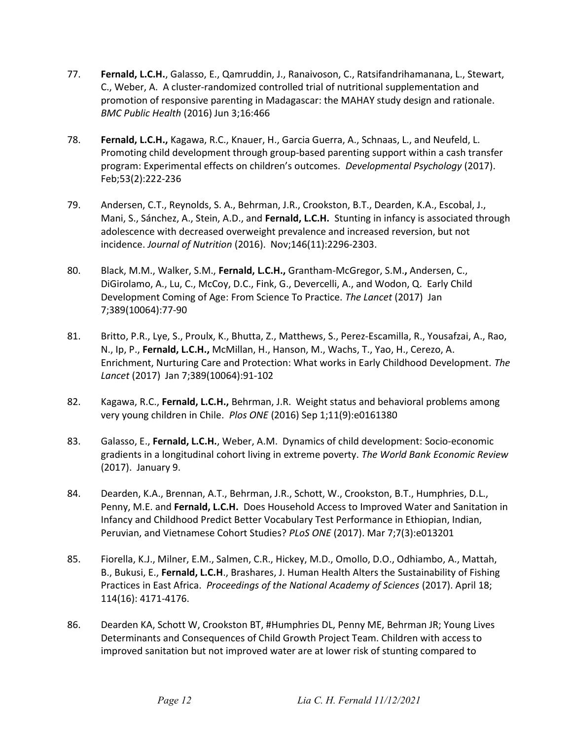77. **Fernald, L.C.H.**, Galasso, E., Qamruddin, J., Ranaivoson, C., Ratsifandrihamanana, L., Stewart, C., Weber, A. A cluster-randomized controlled trial of nutritional supplementation and promotion of responsive parenting in Madagascar: the MAHAY study design and rationale. *BMC Public Health* (2016) Jun 3;16:466

78. **Fernald, L.C.H.,** Kagawa, R.C., Knauer, H., Garcia Guerra, A., Schnaas, L., and Neufeld, L. Promoting child development through group-based parenting support within a cash transfer program: Experimental effects on children's outcomes. *Developmental Psychology* (2017). Feb;53(2):222-236

79. Andersen, C.T., Reynolds, S. A., Behrman, J.R., Crookston, B.T., Dearden, K.A., Escobal, J., Mani, S., Sánchez, A., Stein, A.D., and **Fernald, L.C.H.** Stunting in infancy is associated through adolescence with decreased overweight prevalence and increased reversion, but not incidence. *Journal of Nutrition* (2016). Nov;146(11):2296-2303.

80. Black, M.M., Walker, S.M., **Fernald, L.C.H.,** Grantham-McGregor, S.M.**,** Andersen, C., DiGirolamo, A., Lu, C., McCoy, D.C., Fink, G., Devercelli, A., and Wodon, Q. Early Child Development Coming of Age: From Science To Practice. *The Lancet* (2017) Jan 7;389(10064):77-90

81. Britto, P.R., Lye, S., Proulx, K., Bhutta, Z., Matthews, S., Perez-Escamilla, R., Yousafzai, A., Rao, N., Ip, P., **Fernald, L.C.H.,** McMillan, H., Hanson, M., Wachs, T., Yao, H., Cerezo, A. Enrichment, Nurturing Care and Protection: What works in Early Childhood Development. *The Lancet* (2017) Jan 7;389(10064):91-102

82. Kagawa, R.C., **Fernald, L.C.H.,** Behrman, J.R. Weight status and behavioral problems among very young children in Chile. *Plos ONE* (2016) Sep 1;11(9):e0161380

83. Galasso, E., **Fernald, L.C.H.**, Weber, A.M. Dynamics of child development: Socio-economic gradients in a longitudinal cohort living in extreme poverty. *The World Bank Economic Review* (2017). January 9.

84. Dearden, K.A., Brennan, A.T., Behrman, J.R., Schott, W., Crookston, B.T., Humphries, D.L., Penny, M.E. and **Fernald, L.C.H.** Does Household Access to Improved Water and Sanitation in Infancy and Childhood Predict Better Vocabulary Test Performance in Ethiopian, Indian, Peruvian, and Vietnamese Cohort Studies? *PLoS ONE* (2017). Mar 7;7(3):e013201

85. Fiorella, K.J., Milner, E.M., Salmen, C.R., Hickey, M.D., Omollo, D.O., Odhiambo, A., Mattah, B., Bukusi, E., **Fernald, L.C.H**., Brashares, J. Human Health Alters the Sustainability of Fishing Practices in East Africa. *Proceedings of the National Academy of Sciences* (2017). April 18; 114(16): 4171-4176.

86. Dearden KA, Schott W, Crookston BT, #Humphries DL, Penny ME, Behrman JR; Young Lives Determinants and Consequences of Child Growth Project Team. Children with access to improved sanitation but not improved water are at lower risk of stunting compared to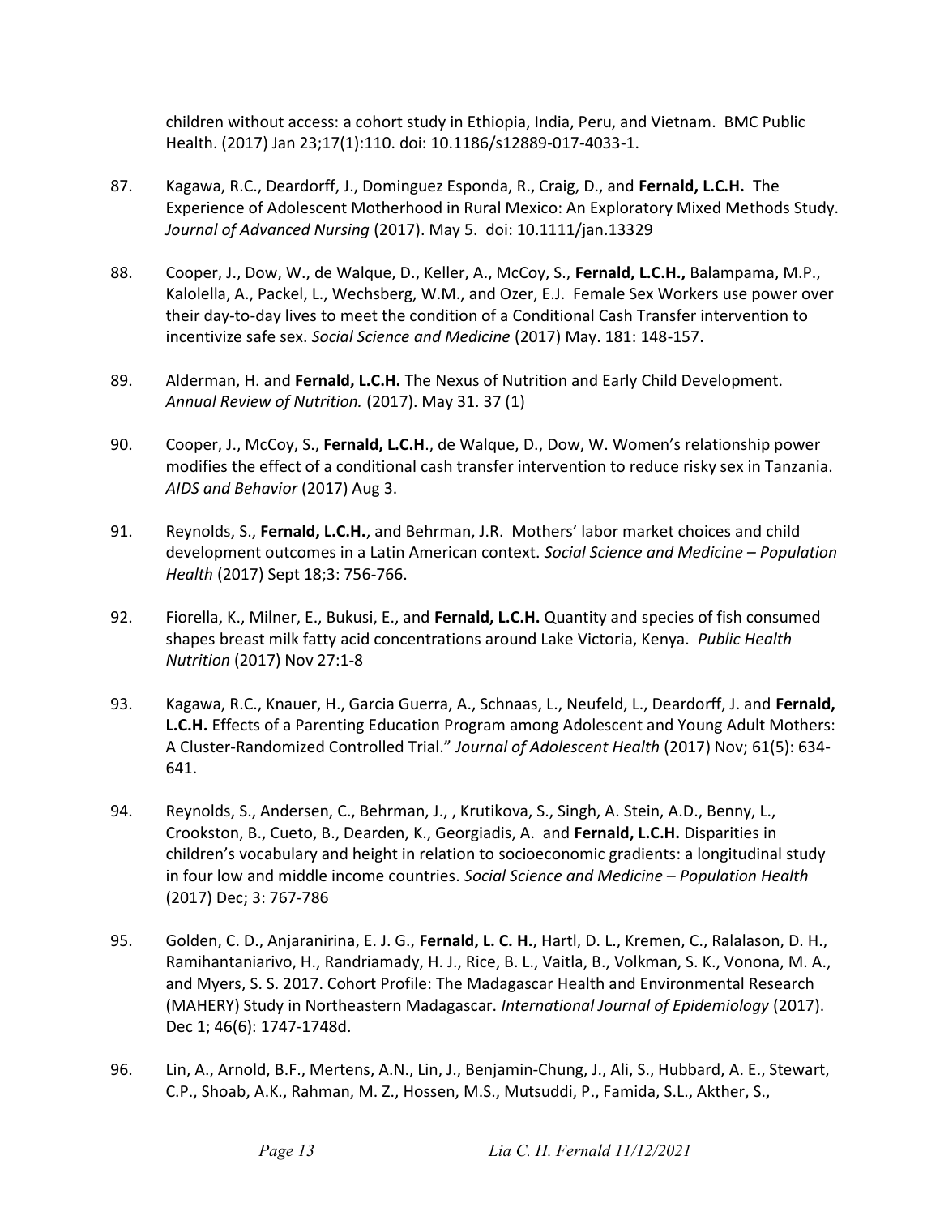children without access: a cohort study in Ethiopia, India, Peru, and Vietnam. BMC Public Health. (2017) Jan 23;17(1):110. doi: 10.1186/s12889-017-4033-1.

87. Kagawa, R.C., Deardorff, J., Dominguez Esponda, R., Craig, D., and **Fernald, L.C.H.** The Experience of Adolescent Motherhood in Rural Mexico: An Exploratory Mixed Methods Study. *Journal of Advanced Nursing* (2017). May 5. doi: 10.1111/jan.13329

88. Cooper, J., Dow, W., de Walque, D., Keller, A., McCoy, S., **Fernald, L.C.H.,** Balampama, M.P., Kalolella, A., Packel, L., Wechsberg, W.M., and Ozer, E.J. Female Sex Workers use power over their day-to-day lives to meet the condition of a Conditional Cash Transfer intervention to incentivize safe sex. *Social Science and Medicine* (2017) May. 181: 148-157.

89. Alderman, H. and **Fernald, L.C.H.** The Nexus of Nutrition and Early Child Development. *Annual Review of Nutrition.* (2017). May 31. 37 (1)

90. Cooper, J., McCoy, S., **Fernald, L.C.H**., de Walque, D., Dow, W. Women's relationship power modifies the effect of a conditional cash transfer intervention to reduce risky sex in Tanzania. *AIDS and Behavior* (2017) Aug 3.

91. Reynolds, S., **Fernald, L.C.H.**, and Behrman, J.R. Mothers' labor market choices and child development outcomes in a Latin American context. *Social Science and Medicine – Population Health* (2017) Sept 18;3: 756-766.

92. Fiorella, K., Milner, E., Bukusi, E., and **Fernald, L.C.H.** Quantity and species of fish consumed shapes breast milk fatty acid concentrations around Lake Victoria, Kenya. *Public Health Nutrition* (2017) Nov 27:1-8

93. Kagawa, R.C., Knauer, H., Garcia Guerra, A., Schnaas, L., Neufeld, L., Deardorff, J. and **Fernald, L.C.H.** Effects of a Parenting Education Program among Adolescent and Young Adult Mothers: A Cluster-Randomized Controlled Trial." *Journal of Adolescent Health* (2017) Nov; 61(5): 634-641.

94. Reynolds, S., Andersen, C., Behrman, J., , Krutikova, S., Singh, A. Stein, A.D., Benny, L., Crookston, B., Cueto, B., Dearden, K., Georgiadis, A. and **Fernald, L.C.H.** Disparities in children's vocabulary and height in relation to socioeconomic gradients: a longitudinal study in four low and middle income countries. *Social Science and Medicine – Population Health* (2017) Dec; 3: 767-786

95. Golden, C. D., Anjaranirina, E. J. G., **Fernald, L. C. H.**, Hartl, D. L., Kremen, C., Ralalason, D. H., Ramihantaniarivo, H., Randriamady, H. J., Rice, B. L., Vaitla, B., Volkman, S. K., Vonona, M. A., and Myers, S. S. 2017. Cohort Profile: The Madagascar Health and Environmental Research (MAHERY) Study in Northeastern Madagascar. *International Journal of Epidemiology* (2017). Dec 1; 46(6): 1747-1748d.

96. Lin, A., Arnold, B.F., Mertens, A.N., Lin, J., Benjamin-Chung, J., Ali, S., Hubbard, A. E., Stewart, C.P., Shoab, A.K., Rahman, M. Z., Hossen, M.S., Mutsuddi, P., Famida, S.L., Akther, S.,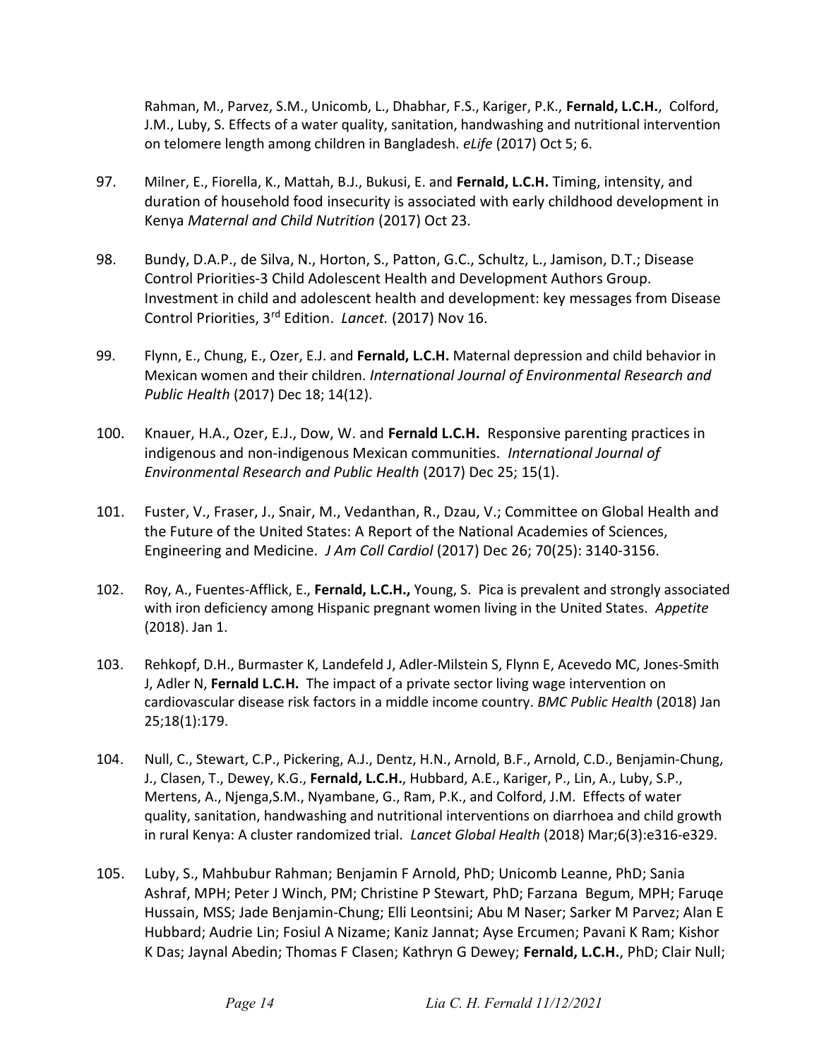Rahman, M., Parvez, S.M., Unicomb, L., Dhabhar, F.S., Kariger, P.K., **Fernald, L.C.H.**, Colford, J.M., Luby, S. Effects of a water quality, sanitation, handwashing and nutritional intervention on telomere length among children in Bangladesh. *eLife* (2017) Oct 5; 6.

97. Milner, E., Fiorella, K., Mattah, B.J., Bukusi, E. and **Fernald, L.C.H.** Timing, intensity, and duration of household food insecurity is associated with early childhood development in Kenya *Maternal and Child Nutrition* (2017) Oct 23.

98. Bundy, D.A.P., de Silva, N., Horton, S., Patton, G.C., Schultz, L., Jamison, D.T.; Disease Control Priorities-3 Child Adolescent Health and Development Authors Group. Investment in child and adolescent health and development: key messages from Disease Control Priorities, 3rd Edition. *Lancet.* (2017) Nov 16.

99. Flynn, E., Chung, E., Ozer, E.J. and **Fernald, L.C.H.** Maternal depression and child behavior in Mexican women and their children. *International Journal of Environmental Research and Public Health* (2017) Dec 18; 14(12).

100. Knauer, H.A., Ozer, E.J., Dow, W. and **Fernald L.C.H.** Responsive parenting practices in indigenous and non-indigenous Mexican communities. *International Journal of Environmental Research and Public Health* (2017) Dec 25; 15(1).

101. Fuster, V., Fraser, J., Snair, M., Vedanthan, R., Dzau, V.; Committee on Global Health and the Future of the United States: A Report of the National Academies of Sciences, Engineering and Medicine. *J Am Coll Cardiol* (2017) Dec 26; 70(25): 3140-3156.

102. Roy, A., Fuentes-Afflick, E., **Fernald, L.C.H.,** Young, S. Pica is prevalent and strongly associated with iron deficiency among Hispanic pregnant women living in the United States. *Appetite* (2018). Jan 1.

103. Rehkopf, D.H., Burmaster K, Landefeld J, Adler-Milstein S, Flynn E, Acevedo MC, Jones-Smith J, Adler N, **Fernald L.C.H.** The impact of a private sector living wage intervention on cardiovascular disease risk factors in a middle income country. *BMC Public Health* (2018) Jan 25;18(1):179.

104. Null, C., Stewart, C.P., Pickering, A.J., Dentz, H.N., Arnold, B.F., Arnold, C.D., Benjamin-Chung, J., Clasen, T., Dewey, K.G., **Fernald, L.C.H.**, Hubbard, A.E., Kariger, P., Lin, A., Luby, S.P., Mertens, A., Njenga,S.M., Nyambane, G., Ram, P.K., and Colford, J.M. Effects of water quality, sanitation, handwashing and nutritional interventions on diarrhoea and child growth in rural Kenya: A cluster randomized trial. *Lancet Global Health* (2018) Mar;6(3):e316-e329.

105. Luby, S., Mahbubur Rahman; Benjamin F Arnold, PhD; Unicomb Leanne, PhD; Sania Ashraf, MPH; Peter J Winch, PM; Christine P Stewart, PhD; Farzana Begum, MPH; Faruqe Hussain, MSS; Jade Benjamin-Chung; Elli Leontsini; Abu M Naser; Sarker M Parvez; Alan E Hubbard; Audrie Lin; Fosiul A Nizame; Kaniz Jannat; Ayse Ercumen; Pavani K Ram; Kishor K Das; Jaynal Abedin; Thomas F Clasen; Kathryn G Dewey; **Fernald, L.C.H.**, PhD; Clair Null;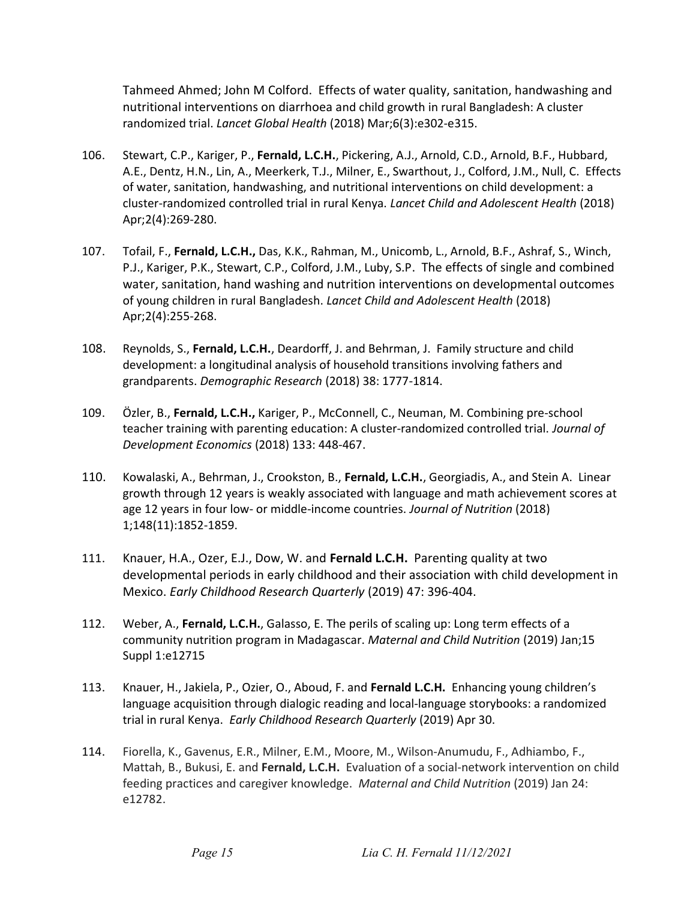Tahmeed Ahmed; John M Colford. Effects of water quality, sanitation, handwashing and nutritional interventions on diarrhoea and child growth in rural Bangladesh: A cluster randomized trial. *Lancet Global Health* (2018) Mar;6(3):e302-e315.

106. Stewart, C.P., Kariger, P., **Fernald, L.C.H.**, Pickering, A.J., Arnold, C.D., Arnold, B.F., Hubbard, A.E., Dentz, H.N., Lin, A., Meerkerk, T.J., Milner, E., Swarthout, J., Colford, J.M., Null, C. Effects of water, sanitation, handwashing, and nutritional interventions on child development: a cluster-randomized controlled trial in rural Kenya. *Lancet Child and Adolescent Health* (2018) Apr;2(4):269-280.

107. Tofail, F., **Fernald, L.C.H.,** Das, K.K., Rahman, M., Unicomb, L., Arnold, B.F., Ashraf, S., Winch, P.J., Kariger, P.K., Stewart, C.P., Colford, J.M., Luby, S.P. The effects of single and combined water, sanitation, hand washing and nutrition interventions on developmental outcomes of young children in rural Bangladesh. *Lancet Child and Adolescent Health* (2018) Apr;2(4):255-268.

108. Reynolds, S., **Fernald, L.C.H.**, Deardorff, J. and Behrman, J. Family structure and child development: a longitudinal analysis of household transitions involving fathers and grandparents. *Demographic Research* (2018) 38: 1777-1814.

109. Özler, B., **Fernald, L.C.H.,** Kariger, P., McConnell, C., Neuman, M. Combining pre-school teacher training with parenting education: A cluster-randomized controlled trial. *Journal of Development Economics* (2018) 133: 448-467.

110. Kowalaski, A., Behrman, J., Crookston, B., **Fernald, L.C.H.**, Georgiadis, A., and Stein A. Linear growth through 12 years is weakly associated with language and math achievement scores at age 12 years in four low- or middle-income countries. *Journal of Nutrition* (2018) 1;148(11):1852-1859.

111. Knauer, H.A., Ozer, E.J., Dow, W. and **Fernald L.C.H.** Parenting quality at two developmental periods in early childhood and their association with child development in Mexico. *Early Childhood Research Quarterly* (2019) 47: 396-404.

112. Weber, A., **Fernald, L.C.H.**, Galasso, E. The perils of scaling up: Long term effects of a community nutrition program in Madagascar. *Maternal and Child Nutrition* (2019) Jan;15 Suppl 1:e12715

113. Knauer, H., Jakiela, P., Ozier, O., Aboud, F. and **Fernald L.C.H.** Enhancing young children's language acquisition through dialogic reading and local-language storybooks: a randomized trial in rural Kenya. *Early Childhood Research Quarterly* (2019) Apr 30.

114. Fiorella, K., Gavenus, E.R., Milner, E.M., Moore, M., Wilson-Anumudu, F., Adhiambo, F., Mattah, B., Bukusi, E. and **Fernald, L.C.H.** Evaluation of a social-network intervention on child feeding practices and caregiver knowledge. *Maternal and Child Nutrition* (2019) Jan 24: e12782.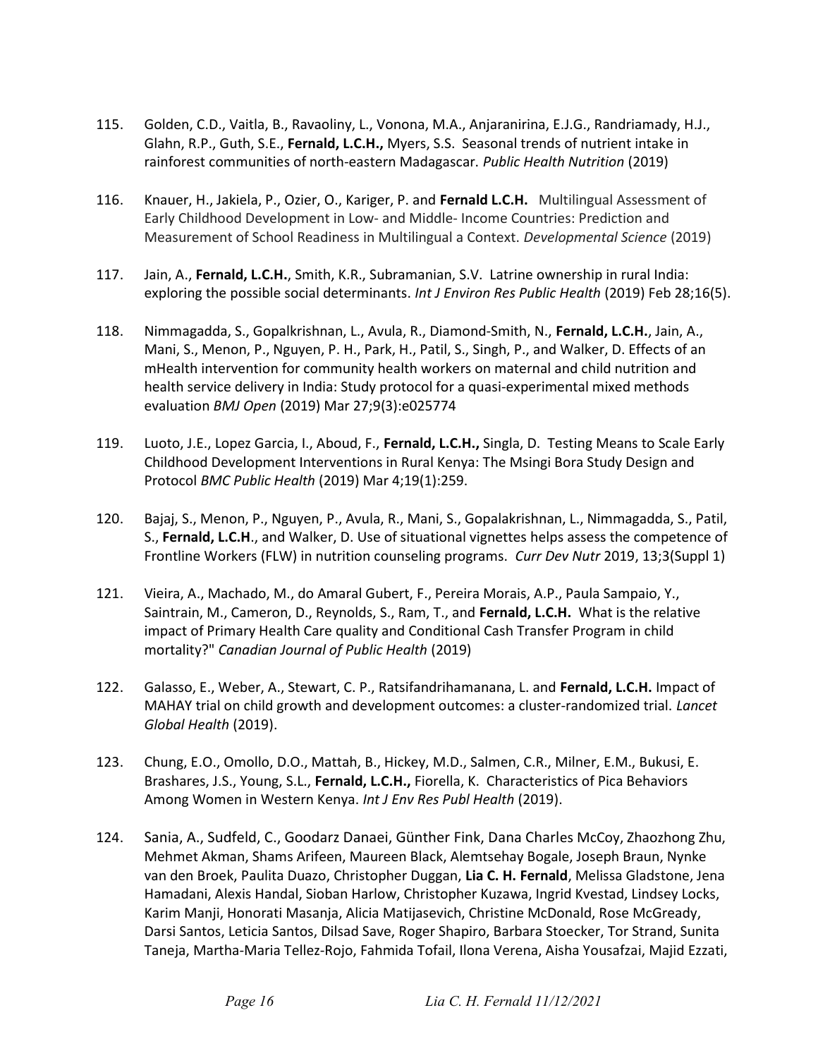115. Golden, C.D., Vaitla, B., Ravaoliny, L., Vonona, M.A., Anjaranirina, E.J.G., Randriamady, H.J., Glahn, R.P., Guth, S.E., **Fernald, L.C.H.,** Myers, S.S. Seasonal trends of nutrient intake in rainforest communities of north-eastern Madagascar. *Public Health Nutrition* (2019)

116. Knauer, H., Jakiela, P., Ozier, O., Kariger, P. and **Fernald L.C.H.** Multilingual Assessment of Early Childhood Development in Low- and Middle- Income Countries: Prediction and Measurement of School Readiness in Multilingual a Context. *Developmental Science* (2019)

117. Jain, A., **Fernald, L.C.H.**, Smith, K.R., Subramanian, S.V. Latrine ownership in rural India: exploring the possible social determinants. *Int J Environ Res Public Health* (2019) Feb 28;16(5).

118. Nimmagadda, S., Gopalkrishnan, L., Avula, R., Diamond-Smith, N., **Fernald, L.C.H.**, Jain, A., Mani, S., Menon, P., Nguyen, P. H., Park, H., Patil, S., Singh, P., and Walker, D. Effects of an mHealth intervention for community health workers on maternal and child nutrition and health service delivery in India: Study protocol for a quasi-experimental mixed methods evaluation *BMJ Open* (2019) Mar 27;9(3):e025774

119. Luoto, J.E., Lopez Garcia, I., Aboud, F., **Fernald, L.C.H.,** Singla, D. Testing Means to Scale Early Childhood Development Interventions in Rural Kenya: The Msingi Bora Study Design and Protocol *BMC Public Health* (2019) Mar 4;19(1):259.

120. Bajaj, S., Menon, P., Nguyen, P., Avula, R., Mani, S., Gopalakrishnan, L., Nimmagadda, S., Patil, S., **Fernald, L.C.H**., and Walker, D. Use of situational vignettes helps assess the competence of Frontline Workers (FLW) in nutrition counseling programs. *Curr Dev Nutr* 2019, 13;3(Suppl 1)

121. Vieira, A., Machado, M., do Amaral Gubert, F., Pereira Morais, A.P., Paula Sampaio, Y., Saintrain, M., Cameron, D., Reynolds, S., Ram, T., and **Fernald, L.C.H.** What is the relative impact of Primary Health Care quality and Conditional Cash Transfer Program in child mortality?" *Canadian Journal of Public Health* (2019)

122. Galasso, E., Weber, A., Stewart, C. P., Ratsifandrihamanana, L. and **Fernald, L.C.H.** Impact of MAHAY trial on child growth and development outcomes: a cluster-randomized trial. *Lancet Global Health* (2019).

123. Chung, E.O., Omollo, D.O., Mattah, B., Hickey, M.D., Salmen, C.R., Milner, E.M., Bukusi, E. Brashares, J.S., Young, S.L., **Fernald, L.C.H.,** Fiorella, K. Characteristics of Pica Behaviors Among Women in Western Kenya. *Int J Env Res Publ Health* (2019).

124. Sania, A., Sudfeld, C., Goodarz Danaei, Günther Fink, Dana Charles McCoy, Zhaozhong Zhu, Mehmet Akman, Shams Arifeen, Maureen Black, Alemtsehay Bogale, Joseph Braun, Nynke van den Broek, Paulita Duazo, Christopher Duggan, **Lia C. H. Fernald**, Melissa Gladstone, Jena Hamadani, Alexis Handal, Sioban Harlow, Christopher Kuzawa, Ingrid Kvestad, Lindsey Locks, Karim Manji, Honorati Masanja, Alicia Matijasevich, Christine McDonald, Rose McGready, Darsi Santos, Leticia Santos, Dilsad Save, Roger Shapiro, Barbara Stoecker, Tor Strand, Sunita Taneja, Martha-Maria Tellez-Rojo, Fahmida Tofail, Ilona Verena, Aisha Yousafzai, Majid Ezzati,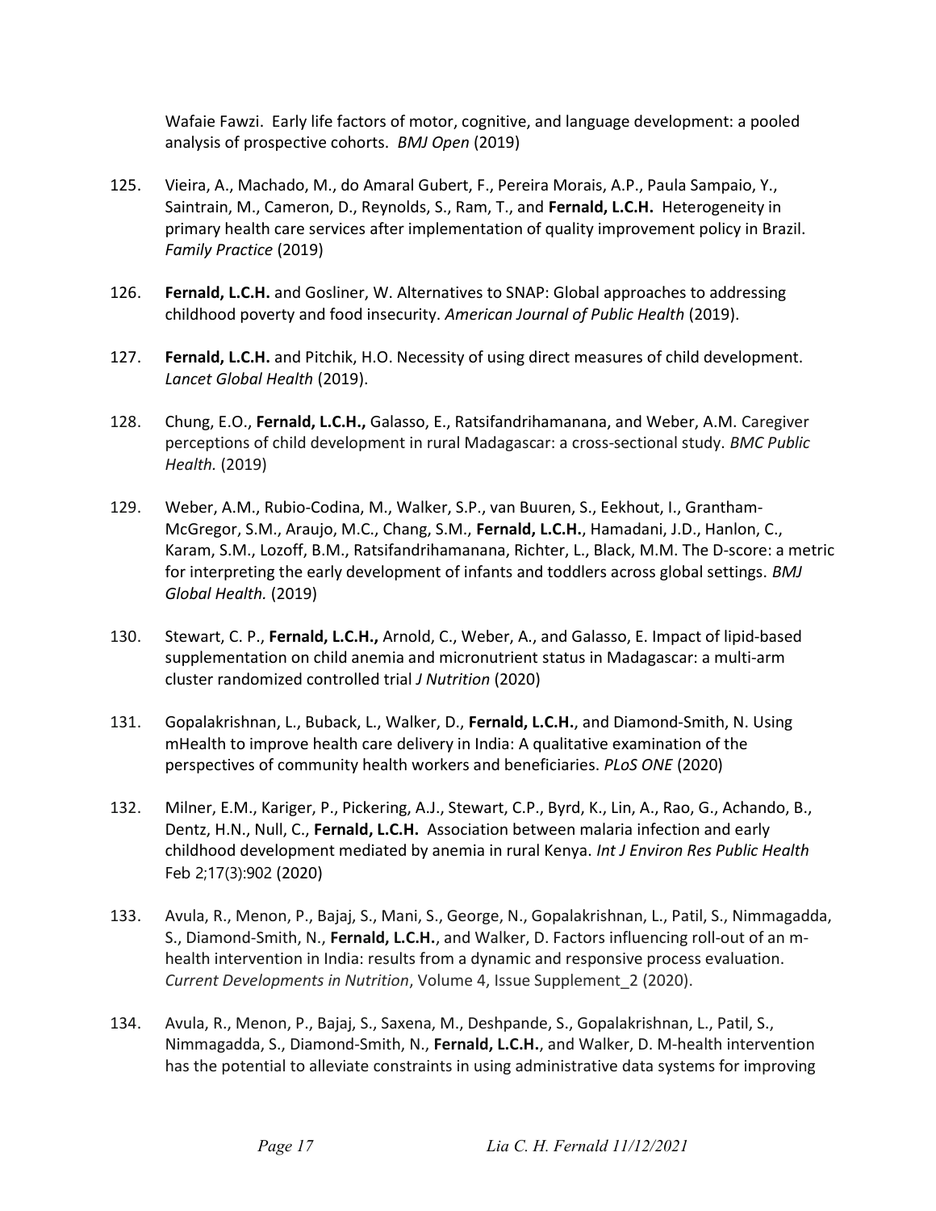Wafaie Fawzi. Early life factors of motor, cognitive, and language development: a pooled analysis of prospective cohorts. *BMJ Open* (2019)

125. Vieira, A., Machado, M., do Amaral Gubert, F., Pereira Morais, A.P., Paula Sampaio, Y., Saintrain, M., Cameron, D., Reynolds, S., Ram, T., and **Fernald, L.C.H.** Heterogeneity in primary health care services after implementation of quality improvement policy in Brazil. *Family Practice* (2019)

126. **Fernald, L.C.H.** and Gosliner, W. Alternatives to SNAP: Global approaches to addressing childhood poverty and food insecurity. *American Journal of Public Health* (2019).

127. **Fernald, L.C.H.** and Pitchik, H.O. Necessity of using direct measures of child development. *Lancet Global Health* (2019).

128. Chung, E.O., **Fernald, L.C.H.,** Galasso, E., Ratsifandrihamanana, and Weber, A.M. Caregiver perceptions of child development in rural Madagascar: a cross-sectional study. *BMC Public Health.* (2019)

129. Weber, A.M., Rubio-Codina, M., Walker, S.P., van Buuren, S., Eekhout, I., Grantham-McGregor, S.M., Araujo, M.C., Chang, S.M., **Fernald, L.C.H.**, Hamadani, J.D., Hanlon, C., Karam, S.M., Lozoff, B.M., Ratsifandrihamanana, Richter, L., Black, M.M. The D-score: a metric for interpreting the early development of infants and toddlers across global settings. *BMJ Global Health.* (2019)

130. Stewart, C. P., **Fernald, L.C.H.,** Arnold, C., Weber, A., and Galasso, E. Impact of lipid-based supplementation on child anemia and micronutrient status in Madagascar: a multi-arm cluster randomized controlled trial *J Nutrition* (2020)

131. Gopalakrishnan, L., Buback, L., Walker, D., **Fernald, L.C.H.**, and Diamond-Smith, N. Using mHealth to improve health care delivery in India: A qualitative examination of the perspectives of community health workers and beneficiaries. *PLoS ONE* (2020)

132. Milner, E.M., Kariger, P., Pickering, A.J., Stewart, C.P., Byrd, K., Lin, A., Rao, G., Achando, B., Dentz, H.N., Null, C., **Fernald, L.C.H.** Association between malaria infection and early childhood development mediated by anemia in rural Kenya. *Int J Environ Res Public Health* Feb 2;17(3):902 (2020)

133. Avula, R., Menon, P., Bajaj, S., Mani, S., George, N., Gopalakrishnan, L., Patil, S., Nimmagadda, S., Diamond-Smith, N., **Fernald, L.C.H.**, and Walker, D. Factors influencing roll-out of an m-health intervention in India: results from a dynamic and responsive process evaluation. *Current Developments in Nutrition*, Volume 4, Issue Supplement_2 (2020).

134. Avula, R., Menon, P., Bajaj, S., Saxena, M., Deshpande, S., Gopalakrishnan, L., Patil, S., Nimmagadda, S., Diamond-Smith, N., **Fernald, L.C.H.**, and Walker, D. M-health intervention has the potential to alleviate constraints in using administrative data systems for improving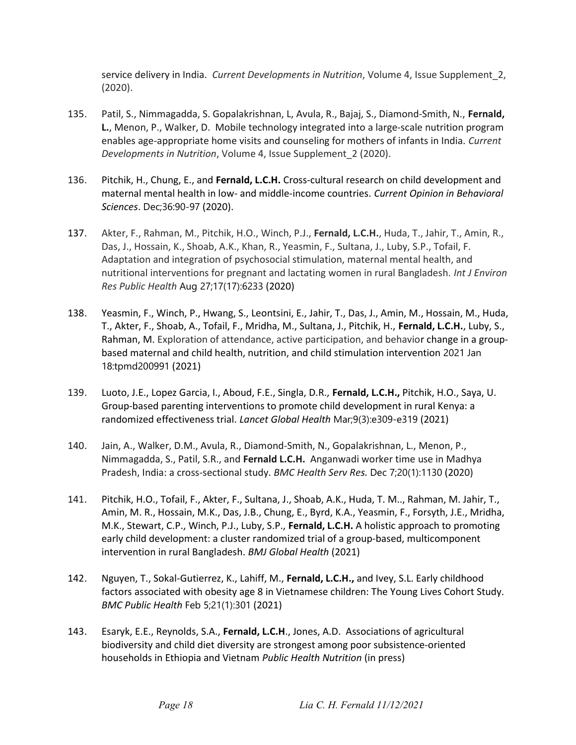service delivery in India. *Current Developments in Nutrition*, Volume 4, Issue Supplement_2, (2020).

135. Patil, S., Nimmagadda, S. Gopalakrishnan, L, Avula, R., Bajaj, S., Diamond-Smith, N., **Fernald, L.**, Menon, P., Walker, D. Mobile technology integrated into a large-scale nutrition program enables age-appropriate home visits and counseling for mothers of infants in India. *Current Developments in Nutrition*, Volume 4, Issue Supplement_2 (2020).

136. Pitchik, H., Chung, E., and **Fernald, L.C.H.** Cross-cultural research on child development and maternal mental health in low- and middle-income countries. *Current Opinion in Behavioral Sciences*. Dec;36:90-97 (2020).

137. Akter, F., Rahman, M., Pitchik, H.O., Winch, P.J., **Fernald, L.C.H.**, Huda, T., Jahir, T., Amin, R., Das, J., Hossain, K., Shoab, A.K., Khan, R., Yeasmin, F., Sultana, J., Luby, S.P., Tofail, F. Adaptation and integration of psychosocial stimulation, maternal mental health, and nutritional interventions for pregnant and lactating women in rural Bangladesh. *Int J Environ Res Public Health* Aug 27;17(17):6233 (2020)

138. Yeasmin, F., Winch, P., Hwang, S., Leontsini, E., Jahir, T., Das, J., Amin, M., Hossain, M., Huda, T., Akter, F., Shoab, A., Tofail, F., Mridha, M., Sultana, J., Pitchik, H., **Fernald, L.C.H.**, Luby, S., Rahman, M. Exploration of attendance, active participation, and behavior change in a group-based maternal and child health, nutrition, and child stimulation intervention 2021 Jan 18:tpmd200991 (2021)

139. Luoto, J.E., Lopez Garcia, I., Aboud, F.E., Singla, D.R., **Fernald, L.C.H.,** Pitchik, H.O., Saya, U. Group-based parenting interventions to promote child development in rural Kenya: a randomized effectiveness trial. *Lancet Global Health* Mar;9(3):e309-e319 (2021)

140. Jain, A., Walker, D.M., Avula, R., Diamond-Smith, N., Gopalakrishnan, L., Menon, P., Nimmagadda, S., Patil, S.R., and **Fernald L.C.H.** Anganwadi worker time use in Madhya Pradesh, India: a cross-sectional study. *BMC Health Serv Res.* Dec 7;20(1):1130 (2020)

141. Pitchik, H.O., Tofail, F., Akter, F., Sultana, J., Shoab, A.K., Huda, T. M.., Rahman, M. Jahir, T., Amin, M. R., Hossain, M.K., Das, J.B., Chung, E., Byrd, K.A., Yeasmin, F., Forsyth, J.E., Mridha, M.K., Stewart, C.P., Winch, P.J., Luby, S.P., **Fernald, L.C.H.** A holistic approach to promoting early child development: a cluster randomized trial of a group-based, multicomponent intervention in rural Bangladesh. *BMJ Global Health* (2021)

142. Nguyen, T., Sokal-Gutierrez, K., Lahiff, M., **Fernald, L.C.H.,** and Ivey, S.L. Early childhood factors associated with obesity age 8 in Vietnamese children: The Young Lives Cohort Study. *BMC Public Health* Feb 5;21(1):301 (2021)

143. Esaryk, E.E., Reynolds, S.A., **Fernald, L.C.H**., Jones, A.D. Associations of agricultural biodiversity and child diet diversity are strongest among poor subsistence-oriented households in Ethiopia and Vietnam *Public Health Nutrition* (in press)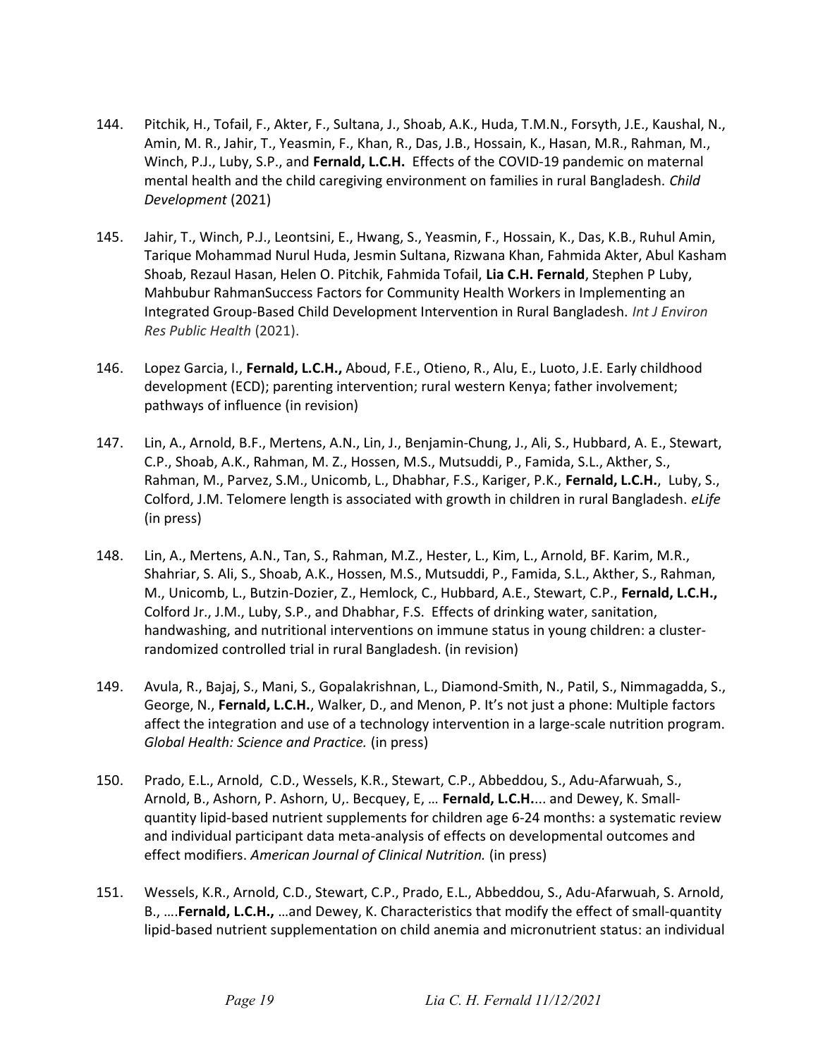144. Pitchik, H., Tofail, F., Akter, F., Sultana, J., Shoab, A.K., Huda, T.M.N., Forsyth, J.E., Kaushal, N., Amin, M. R., Jahir, T., Yeasmin, F., Khan, R., Das, J.B., Hossain, K., Hasan, M.R., Rahman, M., Winch, P.J., Luby, S.P., and **Fernald, L.C.H.** Effects of the COVID-19 pandemic on maternal mental health and the child caregiving environment on families in rural Bangladesh. *Child Development* (2021)

145. Jahir, T., Winch, P.J., Leontsini, E., Hwang, S., Yeasmin, F., Hossain, K., Das, K.B., Ruhul Amin, Tarique Mohammad Nurul Huda, Jesmin Sultana, Rizwana Khan, Fahmida Akter, Abul Kasham Shoab, Rezaul Hasan, Helen O. Pitchik, Fahmida Tofail, **Lia C.H. Fernald**, Stephen P Luby, Mahbubur RahmanSuccess Factors for Community Health Workers in Implementing an Integrated Group-Based Child Development Intervention in Rural Bangladesh. *Int J Environ Res Public Health* (2021).

146. Lopez Garcia, I., **Fernald, L.C.H.,** Aboud, F.E., Otieno, R., Alu, E., Luoto, J.E. Early childhood development (ECD); parenting intervention; rural western Kenya; father involvement; pathways of influence (in revision)

147. Lin, A., Arnold, B.F., Mertens, A.N., Lin, J., Benjamin-Chung, J., Ali, S., Hubbard, A. E., Stewart, C.P., Shoab, A.K., Rahman, M. Z., Hossen, M.S., Mutsuddi, P., Famida, S.L., Akther, S., Rahman, M., Parvez, S.M., Unicomb, L., Dhabhar, F.S., Kariger, P.K., **Fernald, L.C.H.**, Luby, S., Colford, J.M. Telomere length is associated with growth in children in rural Bangladesh. *eLife* (in press)

148. Lin, A., Mertens, A.N., Tan, S., Rahman, M.Z., Hester, L., Kim, L., Arnold, BF. Karim, M.R., Shahriar, S. Ali, S., Shoab, A.K., Hossen, M.S., Mutsuddi, P., Famida, S.L., Akther, S., Rahman, M., Unicomb, L., Butzin-Dozier, Z., Hemlock, C., Hubbard, A.E., Stewart, C.P., **Fernald, L.C.H.,** Colford Jr., J.M., Luby, S.P., and Dhabhar, F.S. Effects of drinking water, sanitation, handwashing, and nutritional interventions on immune status in young children: a cluster-randomized controlled trial in rural Bangladesh. (in revision)

149. Avula, R., Bajaj, S., Mani, S., Gopalakrishnan, L., Diamond-Smith, N., Patil, S., Nimmagadda, S., George, N., **Fernald, L.C.H.**, Walker, D., and Menon, P. It's not just a phone: Multiple factors affect the integration and use of a technology intervention in a large-scale nutrition program. *Global Health: Science and Practice.* (in press)

150. Prado, E.L., Arnold, C.D., Wessels, K.R., Stewart, C.P., Abbeddou, S., Adu-Afarwuah, S., Arnold, B., Ashorn, P. Ashorn, U,. Becquey, E, … **Fernald, L.C.H.**... and Dewey, K. Small-quantity lipid-based nutrient supplements for children age 6-24 months: a systematic review and individual participant data meta-analysis of effects on developmental outcomes and effect modifiers. *American Journal of Clinical Nutrition.* (in press)

151. Wessels, K.R., Arnold, C.D., Stewart, C.P., Prado, E.L., Abbeddou, S., Adu-Afarwuah, S. Arnold, B., ….**Fernald, L.C.H.,** …and Dewey, K. Characteristics that modify the effect of small-quantity lipid-based nutrient supplementation on child anemia and micronutrient status: an individual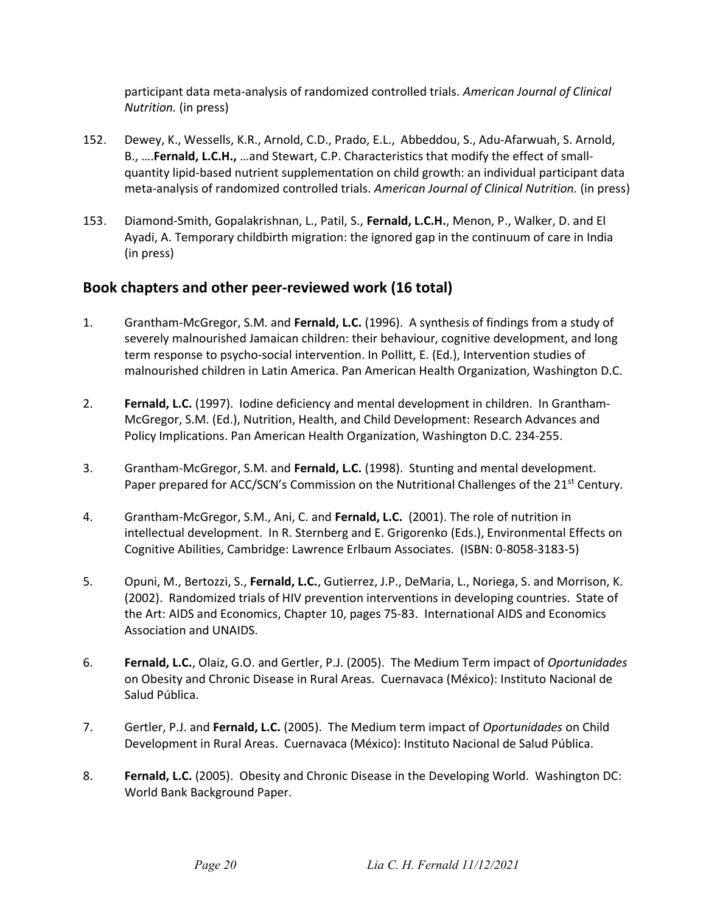participant data meta-analysis of randomized controlled trials. *American Journal of Clinical Nutrition.* (in press)

152. Dewey, K., Wessells, K.R., Arnold, C.D., Prado, E.L., Abbeddou, S., Adu-Afarwuah, S. Arnold, B., ….**Fernald, L.C.H.,** …and Stewart, C.P. Characteristics that modify the effect of small-quantity lipid-based nutrient supplementation on child growth: an individual participant data meta-analysis of randomized controlled trials. *American Journal of Clinical Nutrition.* (in press)

153. Diamond-Smith, Gopalakrishnan, L., Patil, S., **Fernald, L.C.H.**, Menon, P., Walker, D. and El Ayadi, A. Temporary childbirth migration: the ignored gap in the continuum of care in India (in press)

## Book chapters and other peer-reviewed work (16 total)

1. Grantham-McGregor, S.M. and **Fernald, L.C.** (1996). A synthesis of findings from a study of severely malnourished Jamaican children: their behaviour, cognitive development, and long term response to psycho-social intervention. In Pollitt, E. (Ed.), Intervention studies of malnourished children in Latin America. Pan American Health Organization, Washington D.C.

2. **Fernald, L.C.** (1997). Iodine deficiency and mental development in children. In Grantham-McGregor, S.M. (Ed.), Nutrition, Health, and Child Development: Research Advances and Policy Implications. Pan American Health Organization, Washington D.C. 234-255.

3. Grantham-McGregor, S.M. and **Fernald, L.C.** (1998). Stunting and mental development. Paper prepared for ACC/SCN's Commission on the Nutritional Challenges of the 21st Century.

4. Grantham-McGregor, S.M., Ani, C. and **Fernald, L.C.** (2001). The role of nutrition in intellectual development. In R. Sternberg and E. Grigorenko (Eds.), Environmental Effects on Cognitive Abilities, Cambridge: Lawrence Erlbaum Associates. (ISBN: 0-8058-3183-5)

5. Opuni, M., Bertozzi, S., **Fernald, L.C.**, Gutierrez, J.P., DeMaria, L., Noriega, S. and Morrison, K. (2002). Randomized trials of HIV prevention interventions in developing countries. State of the Art: AIDS and Economics, Chapter 10, pages 75-83. International AIDS and Economics Association and UNAIDS.

6. **Fernald, L.C.**, Olaiz, G.O. and Gertler, P.J. (2005). The Medium Term impact of *Oportunidades* on Obesity and Chronic Disease in Rural Areas. Cuernavaca (México): Instituto Nacional de Salud Pública.

7. Gertler, P.J. and **Fernald, L.C.** (2005). The Medium term impact of *Oportunidades* on Child Development in Rural Areas. Cuernavaca (México): Instituto Nacional de Salud Pública.

8. **Fernald, L.C.** (2005). Obesity and Chronic Disease in the Developing World. Washington DC: World Bank Background Paper.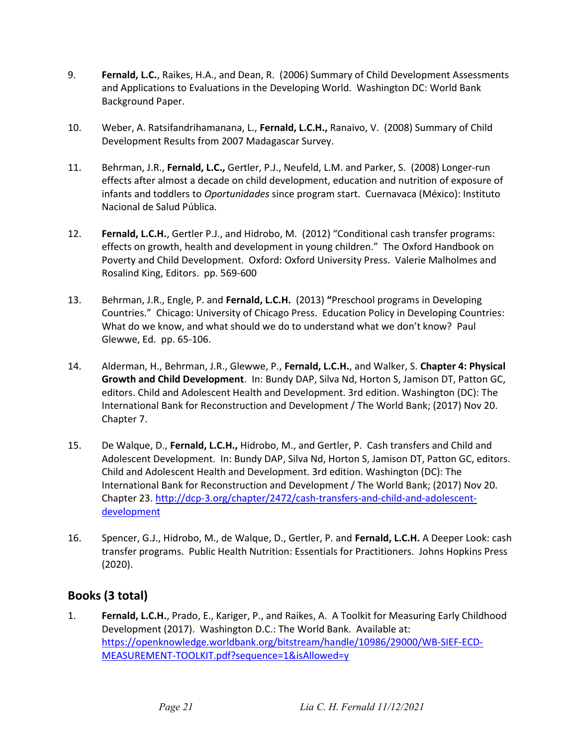9. **Fernald, L.C.**, Raikes, H.A., and Dean, R. (2006) Summary of Child Development Assessments and Applications to Evaluations in the Developing World. Washington DC: World Bank Background Paper.

10. Weber, A. Ratsifandrihamanana, L., **Fernald, L.C.H.,** Ranaivo, V. (2008) Summary of Child Development Results from 2007 Madagascar Survey.

11. Behrman, J.R., **Fernald, L.C.,** Gertler, P.J., Neufeld, L.M. and Parker, S. (2008) Longer-run effects after almost a decade on child development, education and nutrition of exposure of infants and toddlers to *Oportunidades* since program start. Cuernavaca (México): Instituto Nacional de Salud Pública.

12. **Fernald, L.C.H.**, Gertler P.J., and Hidrobo, M. (2012) "Conditional cash transfer programs: effects on growth, health and development in young children." The Oxford Handbook on Poverty and Child Development. Oxford: Oxford University Press. Valerie Malholmes and Rosalind King, Editors. pp. 569-600

13. Behrman, J.R., Engle, P. and **Fernald, L.C.H.** (2013) **"**Preschool programs in Developing Countries." Chicago: University of Chicago Press. Education Policy in Developing Countries: What do we know, and what should we do to understand what we don't know? Paul Glewwe, Ed. pp. 65-106.

14. Alderman, H., Behrman, J.R., Glewwe, P., **Fernald, L.C.H.**, and Walker, S. **Chapter 4: Physical Growth and Child Development**. In: Bundy DAP, Silva Nd, Horton S, Jamison DT, Patton GC, editors. Child and Adolescent Health and Development. 3rd edition. Washington (DC): The International Bank for Reconstruction and Development / The World Bank; (2017) Nov 20. Chapter 7.

15. De Walque, D., **Fernald, L.C.H.,** Hidrobo, M., and Gertler, P. Cash transfers and Child and Adolescent Development. In: Bundy DAP, Silva Nd, Horton S, Jamison DT, Patton GC, editors. Child and Adolescent Health and Development. 3rd edition. Washington (DC): The International Bank for Reconstruction and Development / The World Bank; (2017) Nov 20. Chapter 23. http://dcp-3.org/chapter/2472/cash-transfers-and-child-and-adolescent-development

16. Spencer, G.J., Hidrobo, M., de Walque, D., Gertler, P. and **Fernald, L.C.H.** A Deeper Look: cash transfer programs. Public Health Nutrition: Essentials for Practitioners. Johns Hopkins Press (2020).

## Books (3 total)

1. **Fernald, L.C.H.**, Prado, E., Kariger, P., and Raikes, A. A Toolkit for Measuring Early Childhood Development (2017). Washington D.C.: The World Bank. Available at: https://openknowledge.worldbank.org/bitstream/handle/10986/29000/WB-SIEF-ECD-MEASUREMENT-TOOLKIT.pdf?sequence=1&isAllowed=y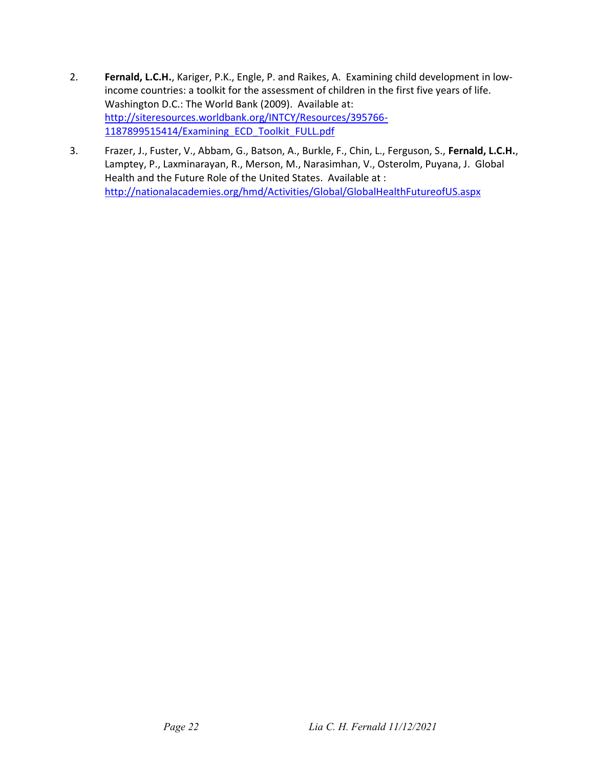2. **Fernald, L.C.H.**, Kariger, P.K., Engle, P. and Raikes, A. Examining child development in low-income countries: a toolkit for the assessment of children in the first five years of life. Washington D.C.: The World Bank (2009). Available at: http://siteresources.worldbank.org/INTCY/Resources/395766-1187899515414/Examining_ECD_Toolkit_FULL.pdf

3. Frazer, J., Fuster, V., Abbam, G., Batson, A., Burkle, F., Chin, L., Ferguson, S., **Fernald, L.C.H.**, Lamptey, P., Laxminarayan, R., Merson, M., Narasimhan, V., Osterolm, Puyana, J. Global Health and the Future Role of the United States. Available at : http://nationalacademies.org/hmd/Activities/Global/GlobalHealthFutureofUS.aspx